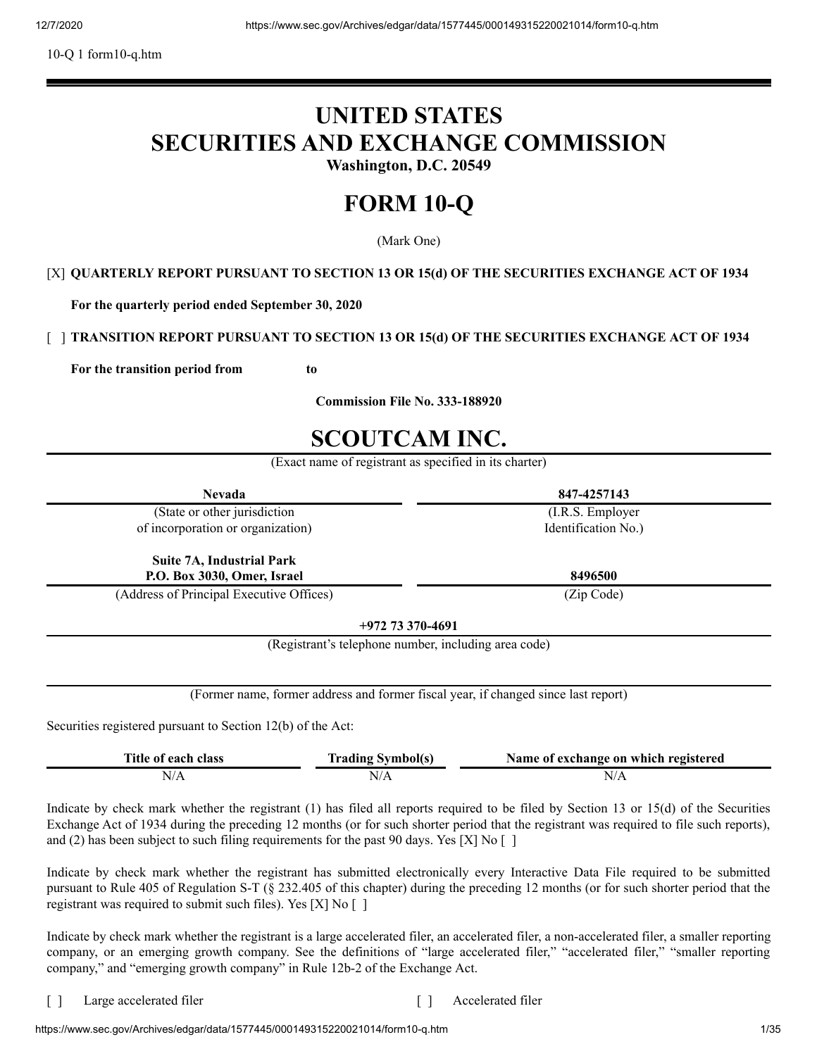10-Q 1 form10-q.htm

# UNITED STATES
# SECURITIES AND EXCHANGE COMMISSION

**Washington, D.C. 20549**

# FORM 10-Q

(Mark One)

[X] **QUARTERLY REPORT PURSUANT TO SECTION 13 OR 15(d) OF THE SECURITIES EXCHANGE ACT OF 1934**

**For the quarterly period ended September 30, 2020**

[ ] **TRANSITION REPORT PURSUANT TO SECTION 13 OR 15(d) OF THE SECURITIES EXCHANGE ACT OF 1934**

**For the transition period from to**

**Commission File No. 333-188920**

# SCOUTCAM INC.

(Exact name of registrant as specified in its charter)

| **Nevada** | **847-4257143** |
|---|---|
| (State or other jurisdiction of incorporation or organization) | (I.R.S. Employer Identification No.) |
| **Suite 7A, Industrial Park P.O. Box 3030, Omer, Israel** | **8496500** |
| (Address of Principal Executive Offices) | (Zip Code) |

**+972 73 370-4691**

(Registrant's telephone number, including area code)

(Former name, former address and former fiscal year, if changed since last report)

Securities registered pursuant to Section 12(b) of the Act:

| Title of each class | Trading Symbol(s) | Name of exchange on which registered |
|---|---|---|
| N/A | N/A | N/A |

Indicate by check mark whether the registrant (1) has filed all reports required to be filed by Section 13 or 15(d) of the Securities Exchange Act of 1934 during the preceding 12 months (or for such shorter period that the registrant was required to file such reports), and (2) has been subject to such filing requirements for the past 90 days. Yes [X] No [ ]

Indicate by check mark whether the registrant has submitted electronically every Interactive Data File required to be submitted pursuant to Rule 405 of Regulation S-T (§ 232.405 of this chapter) during the preceding 12 months (or for such shorter period that the registrant was required to submit such files). Yes [X] No [ ]

Indicate by check mark whether the registrant is a large accelerated filer, an accelerated filer, a non-accelerated filer, a smaller reporting company, or an emerging growth company. See the definitions of "large accelerated filer," "accelerated filer," "smaller reporting company," and "emerging growth company" in Rule 12b-2 of the Exchange Act.

[ ] Large accelerated filer [ ] Accelerated filer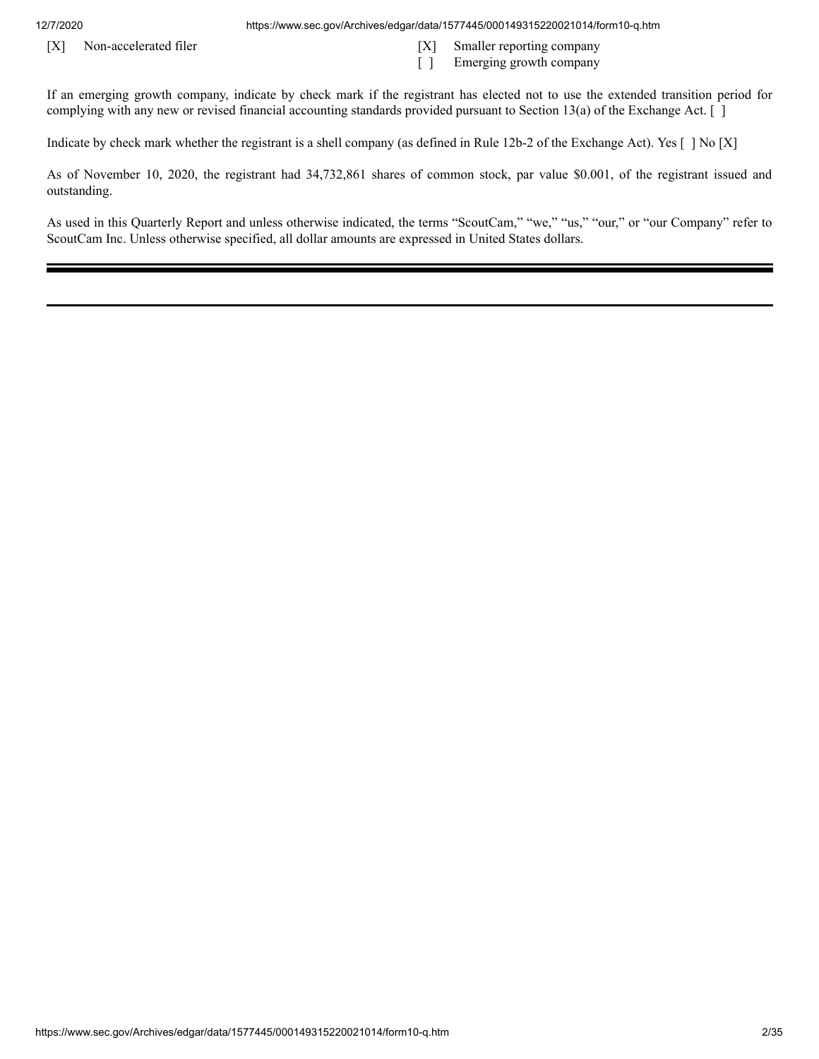| | | | |
|---|---|---|---|
| [X] | Non-accelerated filer | [X] | Smaller reporting company |
| | | [ ] | Emerging growth company |

If an emerging growth company, indicate by check mark if the registrant has elected not to use the extended transition period for complying with any new or revised financial accounting standards provided pursuant to Section 13(a) of the Exchange Act. [ ]

Indicate by check mark whether the registrant is a shell company (as defined in Rule 12b-2 of the Exchange Act). Yes [ ] No [X]

As of November 10, 2020, the registrant had 34,732,861 shares of common stock, par value $0.001, of the registrant issued and outstanding.

As used in this Quarterly Report and unless otherwise indicated, the terms "ScoutCam," "we," "us," "our," or "our Company" refer to ScoutCam Inc. Unless otherwise specified, all dollar amounts are expressed in United States dollars.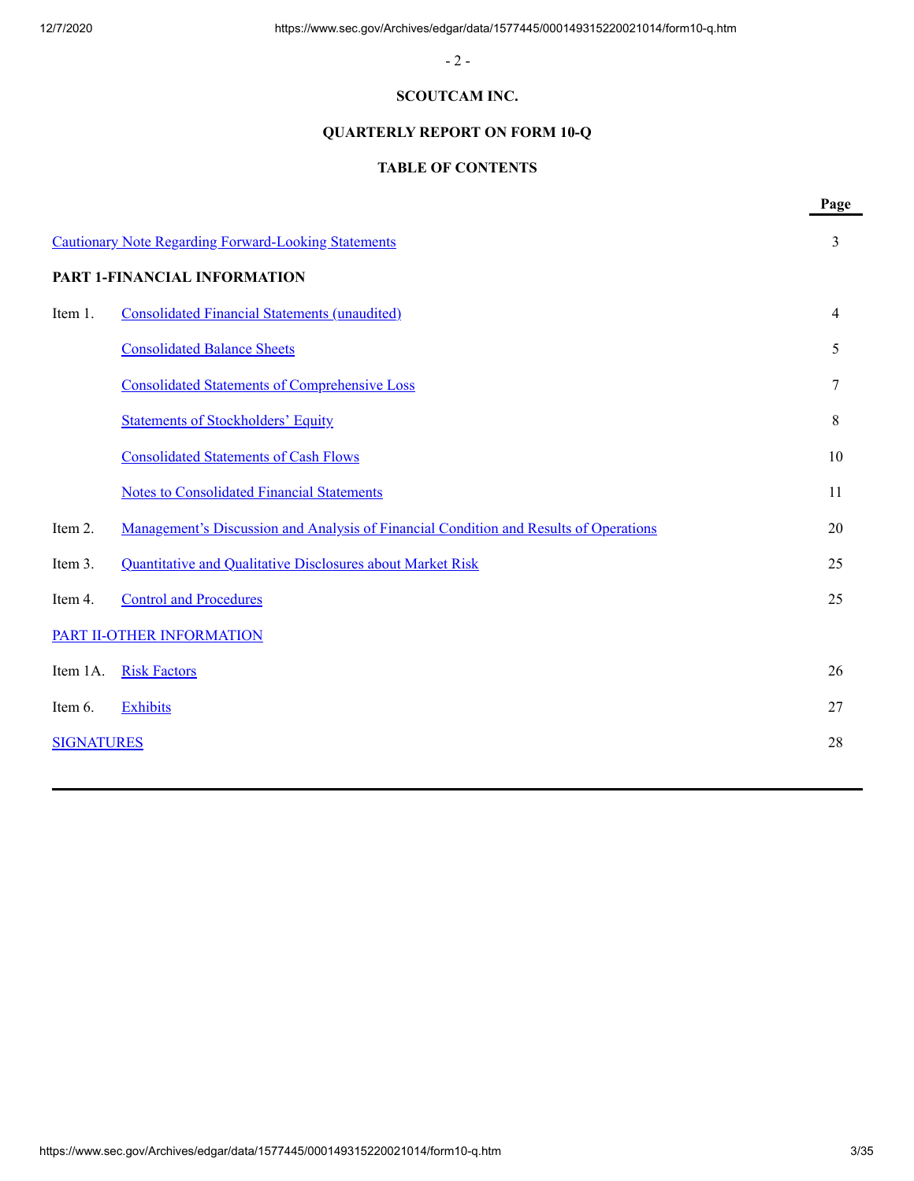**SCOUTCAM INC.**

**QUARTERLY REPORT ON FORM 10-Q**

**TABLE OF CONTENTS**

| | | Page |
|---|---|---|
| Cautionary Note Regarding Forward-Looking Statements | | 3 |
| **PART 1-FINANCIAL INFORMATION** | | |
| Item 1. | Consolidated Financial Statements (unaudited) | 4 |
| | Consolidated Balance Sheets | 5 |
| | Consolidated Statements of Comprehensive Loss | 7 |
| | Statements of Stockholders' Equity | 8 |
| | Consolidated Statements of Cash Flows | 10 |
| | Notes to Consolidated Financial Statements | 11 |
| Item 2. | Management's Discussion and Analysis of Financial Condition and Results of Operations | 20 |
| Item 3. | Quantitative and Qualitative Disclosures about Market Risk | 25 |
| Item 4. | Control and Procedures | 25 |
| PART II-OTHER INFORMATION | | |
| Item 1A. | Risk Factors | 26 |
| Item 6. | Exhibits | 27 |
| SIGNATURES | | 28 |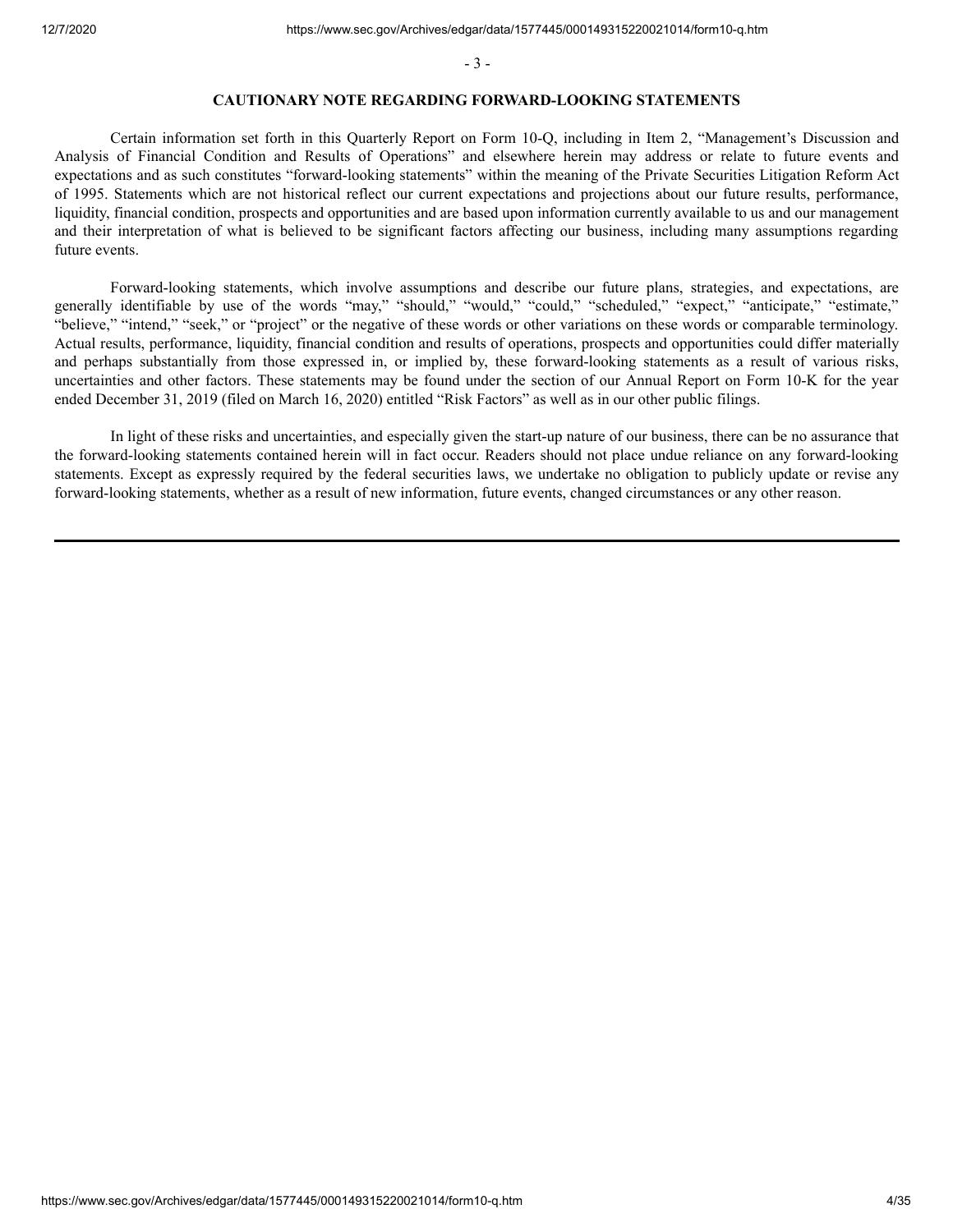## CAUTIONARY NOTE REGARDING FORWARD-LOOKING STATEMENTS

Certain information set forth in this Quarterly Report on Form 10-Q, including in Item 2, "Management's Discussion and Analysis of Financial Condition and Results of Operations" and elsewhere herein may address or relate to future events and expectations and as such constitutes "forward-looking statements" within the meaning of the Private Securities Litigation Reform Act of 1995. Statements which are not historical reflect our current expectations and projections about our future results, performance, liquidity, financial condition, prospects and opportunities and are based upon information currently available to us and our management and their interpretation of what is believed to be significant factors affecting our business, including many assumptions regarding future events.

Forward-looking statements, which involve assumptions and describe our future plans, strategies, and expectations, are generally identifiable by use of the words "may," "should," "would," "could," "scheduled," "expect," "anticipate," "estimate," "believe," "intend," "seek," or "project" or the negative of these words or other variations on these words or comparable terminology. Actual results, performance, liquidity, financial condition and results of operations, prospects and opportunities could differ materially and perhaps substantially from those expressed in, or implied by, these forward-looking statements as a result of various risks, uncertainties and other factors. These statements may be found under the section of our Annual Report on Form 10-K for the year ended December 31, 2019 (filed on March 16, 2020) entitled "Risk Factors" as well as in our other public filings.

In light of these risks and uncertainties, and especially given the start-up nature of our business, there can be no assurance that the forward-looking statements contained herein will in fact occur. Readers should not place undue reliance on any forward-looking statements. Except as expressly required by the federal securities laws, we undertake no obligation to publicly update or revise any forward-looking statements, whether as a result of new information, future events, changed circumstances or any other reason.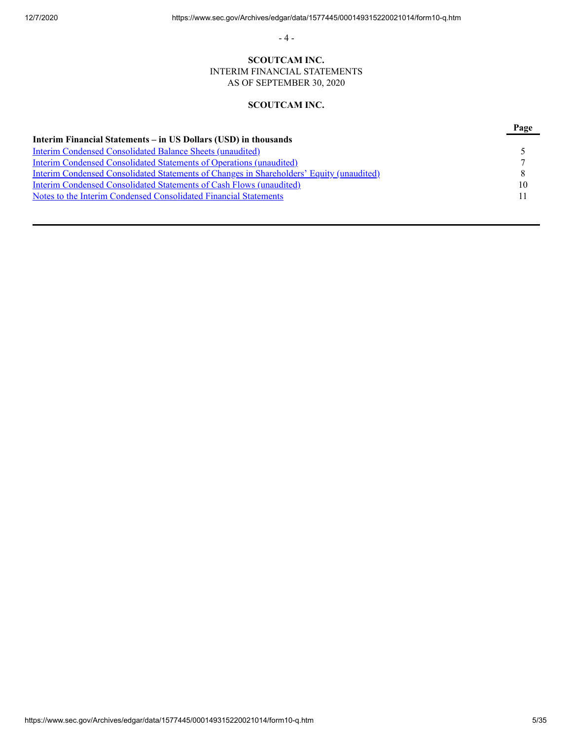**SCOUTCAM INC.**

INTERIM FINANCIAL STATEMENTS

AS OF SEPTEMBER 30, 2020

**SCOUTCAM INC.**

| | Page |
|---|---|
| **Interim Financial Statements – in US Dollars (USD) in thousands** | |
| Interim Condensed Consolidated Balance Sheets (unaudited) | 5 |
| Interim Condensed Consolidated Statements of Operations (unaudited) | 7 |
| Interim Condensed Consolidated Statements of Changes in Shareholders' Equity (unaudited) | 8 |
| Interim Condensed Consolidated Statements of Cash Flows (unaudited) | 10 |
| Notes to the Interim Condensed Consolidated Financial Statements | 11 |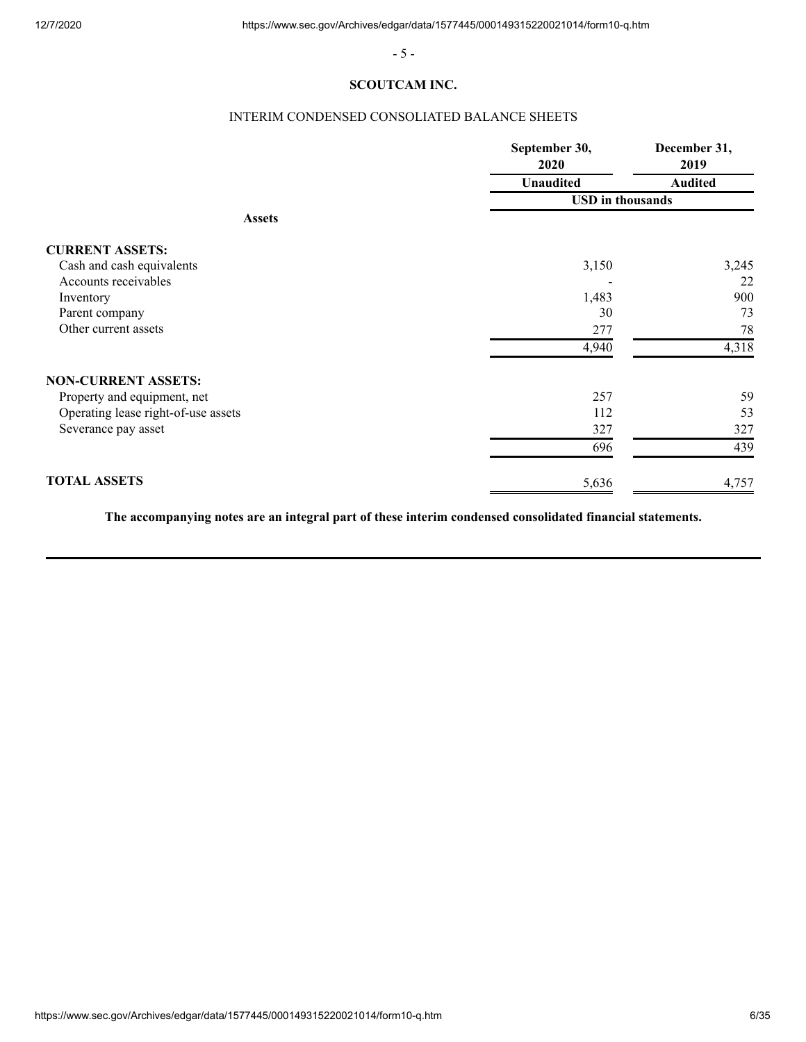## SCOUTCAM INC.

### INTERIM CONDENSED CONSOLIATED BALANCE SHEETS

| | September 30, 2020 | December 31, 2019 |
|---|---|---|
| | Unaudited | Audited |
| | USD in thousands | |
| **Assets** | | |
| **CURRENT ASSETS:** | | |
| Cash and cash equivalents | 3,150 | 3,245 |
| Accounts receivables | - | 22 |
| Inventory | 1,483 | 900 |
| Parent company | 30 | 73 |
| Other current assets | 277 | 78 |
| | 4,940 | 4,318 |
| **NON-CURRENT ASSETS:** | | |
| Property and equipment, net | 257 | 59 |
| Operating lease right-of-use assets | 112 | 53 |
| Severance pay asset | 327 | 327 |
| | 696 | 439 |
| **TOTAL ASSETS** | 5,636 | 4,757 |

**The accompanying notes are an integral part of these interim condensed consolidated financial statements.**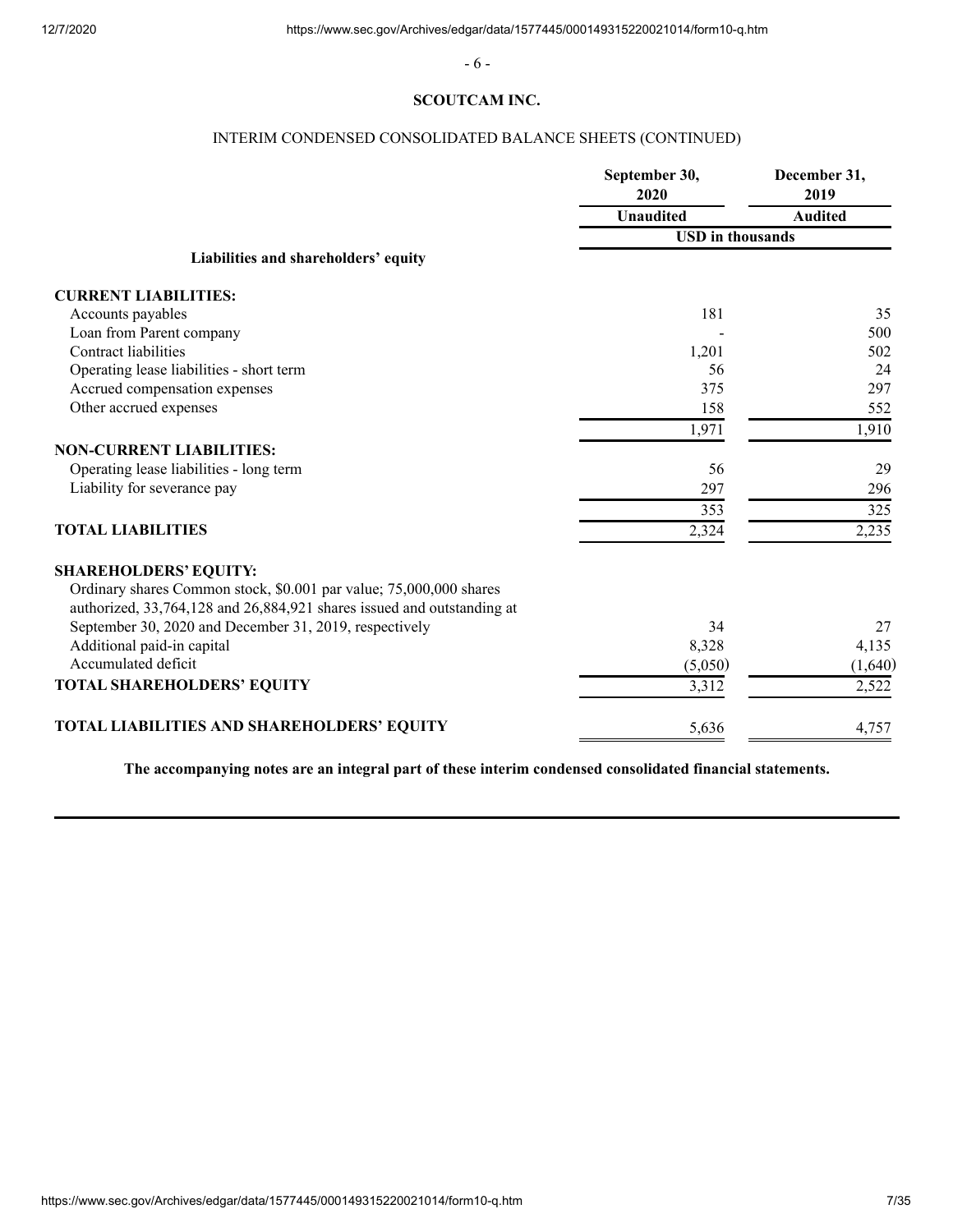**SCOUTCAM INC.**

INTERIM CONDENSED CONSOLIDATED BALANCE SHEETS (CONTINUED)

| | September 30, 2020 | December 31, 2019 |
|---|---|---|
| | Unaudited | Audited |
| | USD in thousands | |
| **Liabilities and shareholders' equity** | | |
| **CURRENT LIABILITIES:** | | |
| Accounts payables | 181 | 35 |
| Loan from Parent company | - | 500 |
| Contract liabilities | 1,201 | 502 |
| Operating lease liabilities - short term | 56 | 24 |
| Accrued compensation expenses | 375 | 297 |
| Other accrued expenses | 158 | 552 |
| | 1,971 | 1,910 |
| **NON-CURRENT LIABILITIES:** | | |
| Operating lease liabilities - long term | 56 | 29 |
| Liability for severance pay | 297 | 296 |
| | 353 | 325 |
| **TOTAL LIABILITIES** | 2,324 | 2,235 |
| **SHAREHOLDERS' EQUITY:** | | |
| Ordinary shares Common stock, $0.001 par value; 75,000,000 shares authorized, 33,764,128 and 26,884,921 shares issued and outstanding at September 30, 2020 and December 31, 2019, respectively | 34 | 27 |
| Additional paid-in capital | 8,328 | 4,135 |
| Accumulated deficit | (5,050) | (1,640) |
| **TOTAL SHAREHOLDERS' EQUITY** | 3,312 | 2,522 |
| **TOTAL LIABILITIES AND SHAREHOLDERS' EQUITY** | 5,636 | 4,757 |

**The accompanying notes are an integral part of these interim condensed consolidated financial statements.**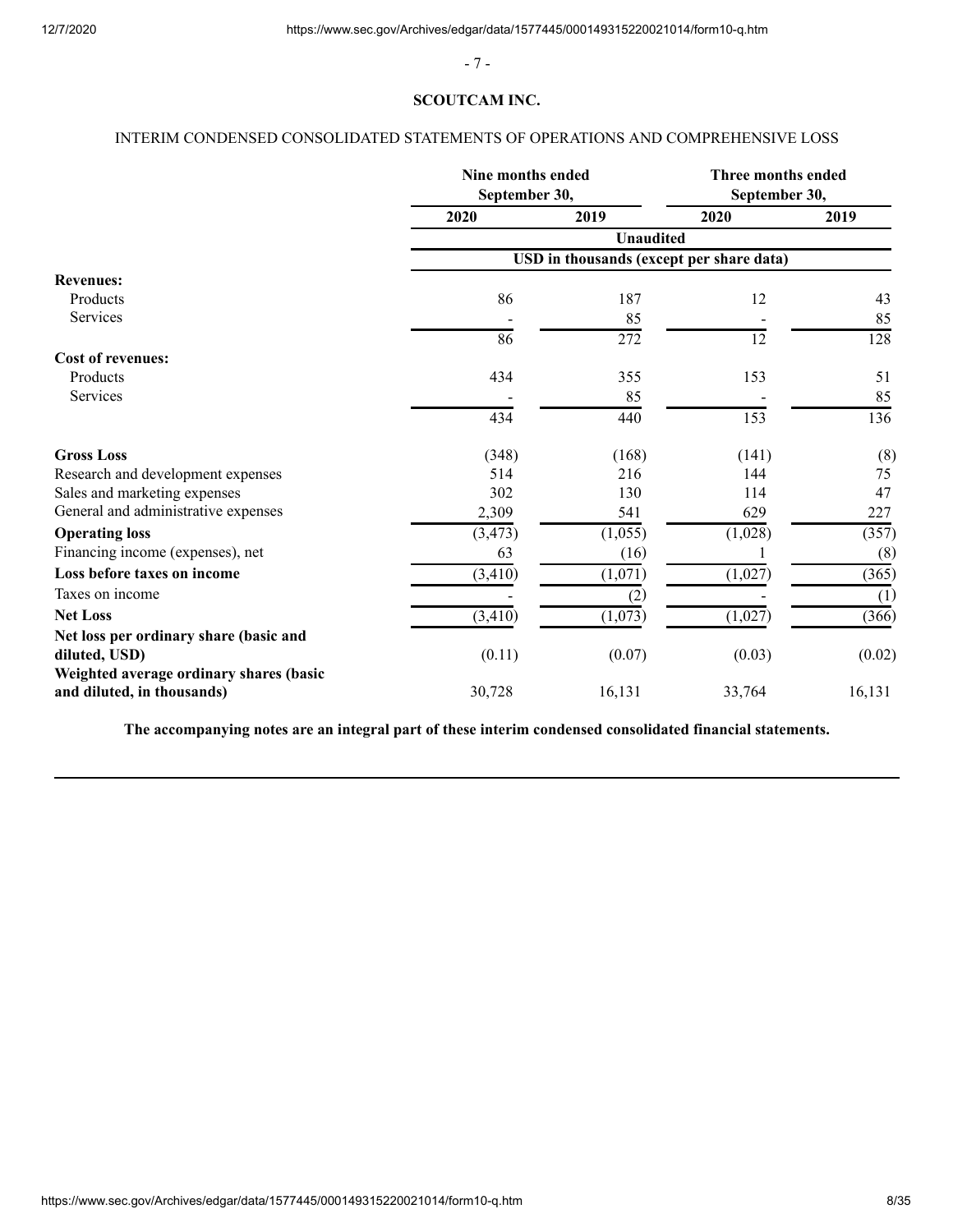**SCOUTCAM INC.**

INTERIM CONDENSED CONSOLIDATED STATEMENTS OF OPERATIONS AND COMPREHENSIVE LOSS

| | Nine months ended September 30, | | Three months ended September 30, | |
|---|---|---|---|---|
| | 2020 | 2019 | 2020 | 2019 |
| | Unaudited | | | |
| | USD in thousands (except per share data) | | | |
| **Revenues:** | | | | |
| Products | 86 | 187 | 12 | 43 |
| Services | - | 85 | - | 85 |
| | 86 | 272 | 12 | 128 |
| **Cost of revenues:** | | | | |
| Products | 434 | 355 | 153 | 51 |
| Services | - | 85 | - | 85 |
| | 434 | 440 | 153 | 136 |
| **Gross Loss** | (348) | (168) | (141) | (8) |
| Research and development expenses | 514 | 216 | 144 | 75 |
| Sales and marketing expenses | 302 | 130 | 114 | 47 |
| General and administrative expenses | 2,309 | 541 | 629 | 227 |
| **Operating loss** | (3,473) | (1,055) | (1,028) | (357) |
| Financing income (expenses), net | 63 | (16) | 1 | (8) |
| **Loss before taxes on income** | (3,410) | (1,071) | (1,027) | (365) |
| Taxes on income | - | (2) | - | (1) |
| **Net Loss** | (3,410) | (1,073) | (1,027) | (366) |
| **Net loss per ordinary share (basic and diluted, USD)** | (0.11) | (0.07) | (0.03) | (0.02) |
| **Weighted average ordinary shares (basic and diluted, in thousands)** | 30,728 | 16,131 | 33,764 | 16,131 |

**The accompanying notes are an integral part of these interim condensed consolidated financial statements.**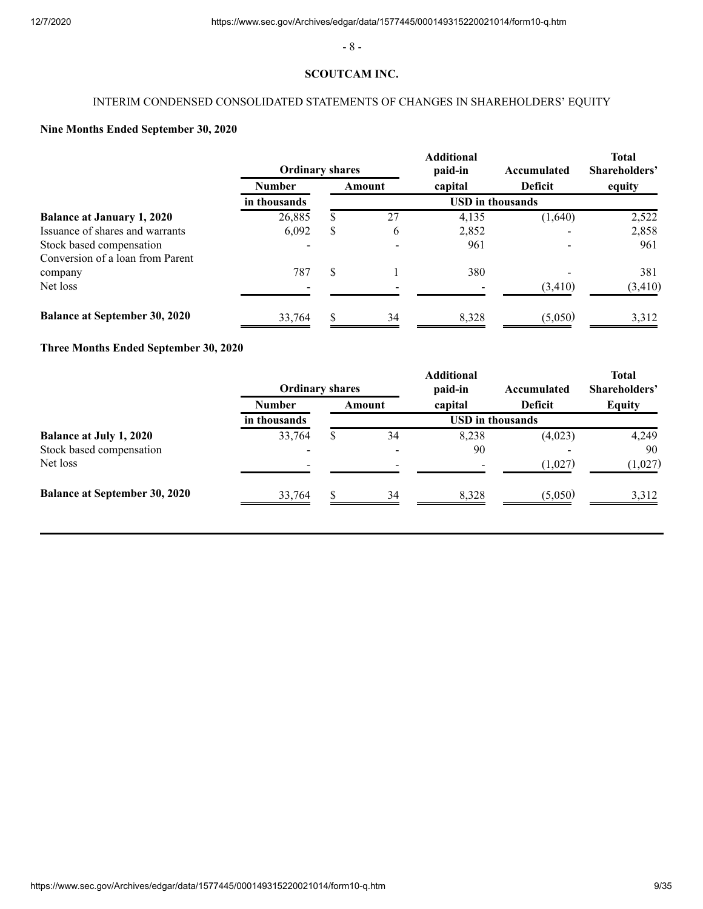**SCOUTCAM INC.**

INTERIM CONDENSED CONSOLIDATED STATEMENTS OF CHANGES IN SHAREHOLDERS' EQUITY

**Nine Months Ended September 30, 2020**

| | Ordinary shares | | Additional paid-in | Accumulated | Total Shareholders' |
|---|---|---|---|---|---|
| | Number | Amount | capital | Deficit | equity |
| | in thousands | USD in thousands | | | |
| **Balance at January 1, 2020** | 26,885 | $ 27 | 4,135 | (1,640) | 2,522 |
| Issuance of shares and warrants | 6,092 | $ 6 | 2,852 | - | 2,858 |
| Stock based compensation | - | - | 961 | - | 961 |
| Conversion of a loan from Parent company | 787 | $ 1 | 380 | - | 381 |
| Net loss | - | - | - | (3,410) | (3,410) |
| **Balance at September 30, 2020** | 33,764 | $ 34 | 8,328 | (5,050) | 3,312 |

**Three Months Ended September 30, 2020**

| | Ordinary shares | | Additional paid-in | Accumulated | Total Shareholders' |
|---|---|---|---|---|---|
| | Number | Amount | capital | Deficit | Equity |
| | in thousands | USD in thousands | | | |
| **Balance at July 1, 2020** | 33,764 | $ 34 | 8,238 | (4,023) | 4,249 |
| Stock based compensation | - | - | 90 | - | 90 |
| Net loss | - | - | - | (1,027) | (1,027) |
| **Balance at September 30, 2020** | 33,764 | $ 34 | 8,328 | (5,050) | 3,312 |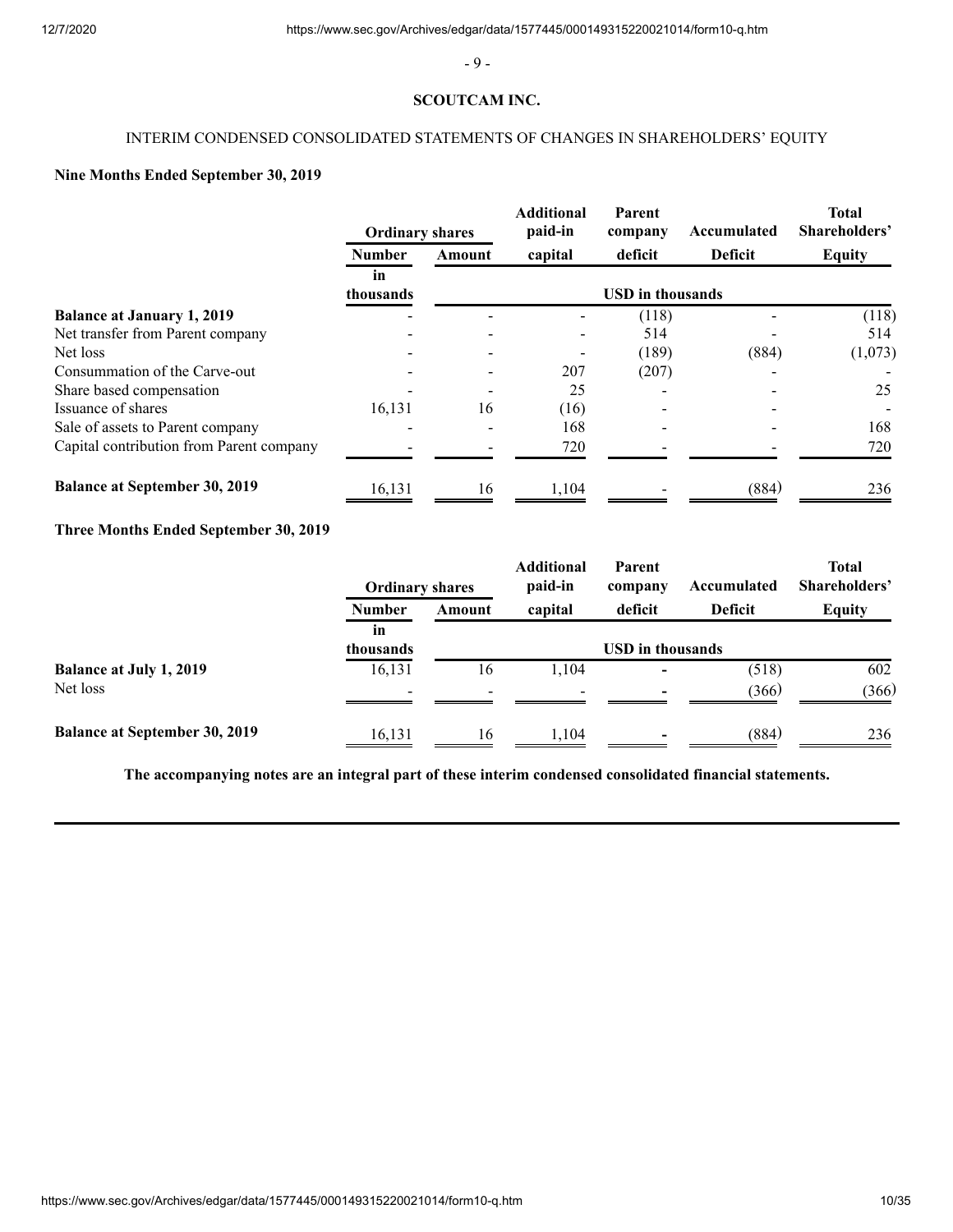## SCOUTCAM INC.

INTERIM CONDENSED CONSOLIDATED STATEMENTS OF CHANGES IN SHAREHOLDERS' EQUITY

**Nine Months Ended September 30, 2019**

| | Ordinary shares | | Additional paid-in | Parent company | Accumulated | Total Shareholders' |
|---|---|---|---|---|---|---|
| | Number | Amount | capital | deficit | Deficit | Equity |
| | in thousands | USD in thousands | | | | |
| **Balance at January 1, 2019** | - | - | - | (118) | - | (118) |
| Net transfer from Parent company | - | - | - | 514 | - | 514 |
| Net loss | - | - | - | (189) | (884) | (1,073) |
| Consummation of the Carve-out | - | - | 207 | (207) | - | - |
| Share based compensation | - | - | 25 | - | - | 25 |
| Issuance of shares | 16,131 | 16 | (16) | - | - | - |
| Sale of assets to Parent company | - | - | 168 | - | - | 168 |
| Capital contribution from Parent company | - | - | 720 | - | - | 720 |
| **Balance at September 30, 2019** | 16,131 | 16 | 1,104 | - | (884) | 236 |

**Three Months Ended September 30, 2019**

| | Ordinary shares | | Additional paid-in | Parent company | Accumulated | Total Shareholders' |
|---|---|---|---|---|---|---|
| | Number | Amount | capital | deficit | Deficit | Equity |
| | in thousands | USD in thousands | | | | |
| **Balance at July 1, 2019** | 16,131 | 16 | 1,104 | - | (518) | 602 |
| Net loss | - | - | - | - | (366) | (366) |
| **Balance at September 30, 2019** | 16,131 | 16 | 1,104 | - | (884) | 236 |

**The accompanying notes are an integral part of these interim condensed consolidated financial statements.**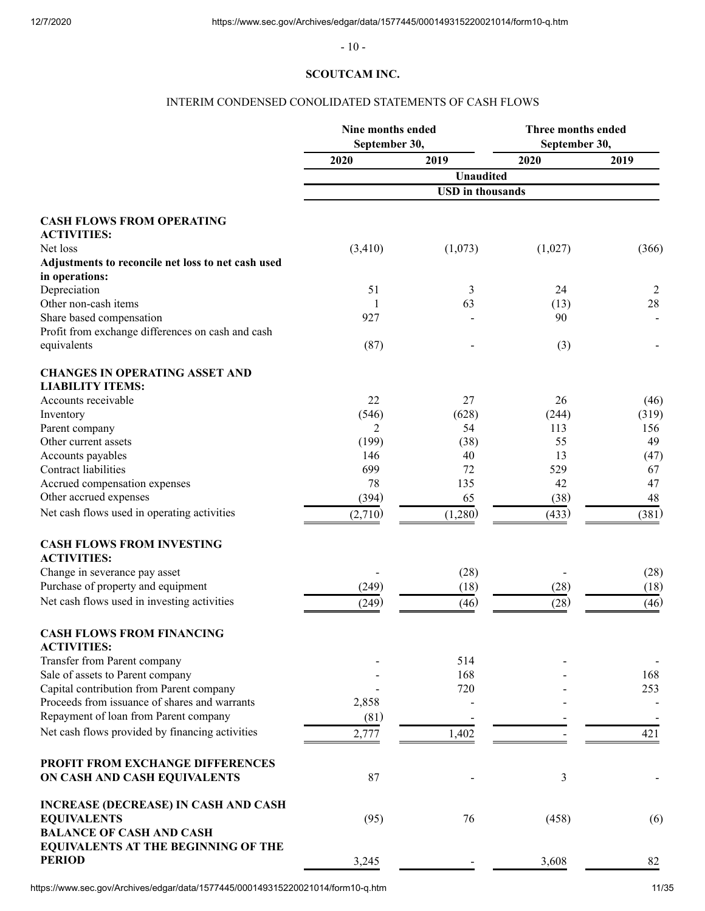## SCOUTCAM INC.

### INTERIM CONDENSED CONOLIDATED STATEMENTS OF CASH FLOWS

| | Nine months ended September 30, | | Three months ended September 30, | |
|---|---|---|---|---|
| | 2020 | 2019 | 2020 | 2019 |
| | Unaudited | | | |
| | USD in thousands | | | |
| **CASH FLOWS FROM OPERATING ACTIVITIES:** | | | | |
| Net loss | (3,410) | (1,073) | (1,027) | (366) |
| **Adjustments to reconcile net loss to net cash used in operations:** | | | | |
| Depreciation | 51 | 3 | 24 | 2 |
| Other non-cash items | 1 | 63 | (13) | 28 |
| Share based compensation | 927 | - | 90 | - |
| Profit from exchange differences on cash and cash equivalents | (87) | - | (3) | - |
| **CHANGES IN OPERATING ASSET AND LIABILITY ITEMS:** | | | | |
| Accounts receivable | 22 | 27 | 26 | (46) |
| Inventory | (546) | (628) | (244) | (319) |
| Parent company | 2 | 54 | 113 | 156 |
| Other current assets | (199) | (38) | 55 | 49 |
| Accounts payables | 146 | 40 | 13 | (47) |
| Contract liabilities | 699 | 72 | 529 | 67 |
| Accrued compensation expenses | 78 | 135 | 42 | 47 |
| Other accrued expenses | (394) | 65 | (38) | 48 |
| Net cash flows used in operating activities | (2,710) | (1,280) | (433) | (381) |
| **CASH FLOWS FROM INVESTING ACTIVITIES:** | | | | |
| Change in severance pay asset | - | (28) | - | (28) |
| Purchase of property and equipment | (249) | (18) | (28) | (18) |
| Net cash flows used in investing activities | (249) | (46) | (28) | (46) |
| **CASH FLOWS FROM FINANCING ACTIVITIES:** | | | | |
| Transfer from Parent company | - | 514 | - | - |
| Sale of assets to Parent company | - | 168 | - | 168 |
| Capital contribution from Parent company | - | 720 | - | 253 |
| Proceeds from issuance of shares and warrants | 2,858 | - | - | - |
| Repayment of loan from Parent company | (81) | - | - | - |
| Net cash flows provided by financing activities | 2,777 | 1,402 | - | 421 |
| **PROFIT FROM EXCHANGE DIFFERENCES ON CASH AND CASH EQUIVALENTS** | 87 | - | 3 | - |
| **INCREASE (DECREASE) IN CASH AND CASH EQUIVALENTS** | (95) | 76 | (458) | (6) |
| **BALANCE OF CASH AND CASH EQUIVALENTS AT THE BEGINNING OF THE PERIOD** | 3,245 | - | 3,608 | 82 |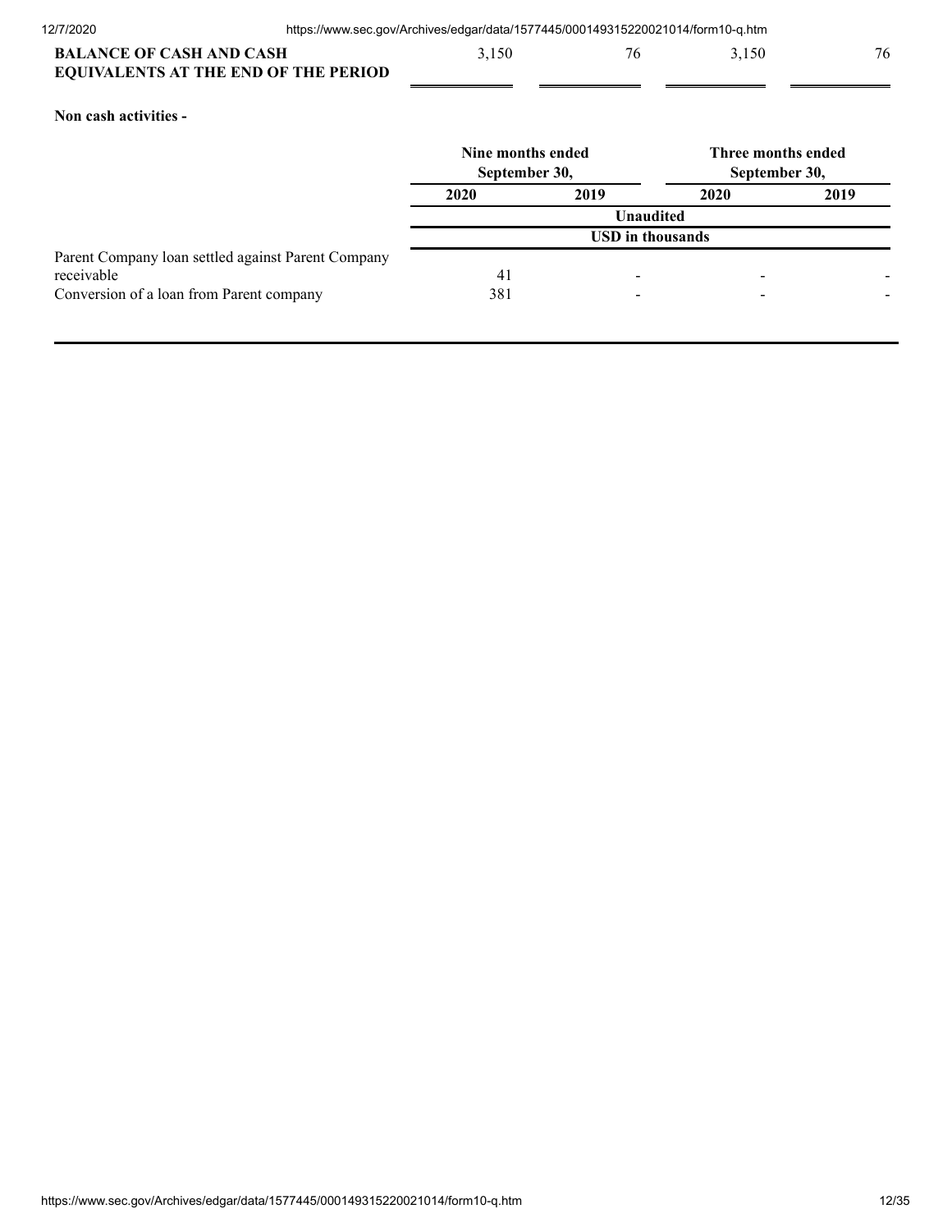| | | | | |
|---|---|---|---|---|
| **BALANCE OF CASH AND CASH EQUIVALENTS AT THE END OF THE PERIOD** | 3,150 | 76 | 3,150 | 76 |

**Non cash activities -**

| | Nine months ended September 30, | | Three months ended September 30, | |
|---|---|---|---|---|
| | **2020** | **2019** | **2020** | **2019** |
| | **Unaudited** | | | |
| | **USD in thousands** | | | |
| Parent Company loan settled against Parent Company receivable | 41 | - | - | - |
| Conversion of a loan from Parent company | 381 | - | - | - |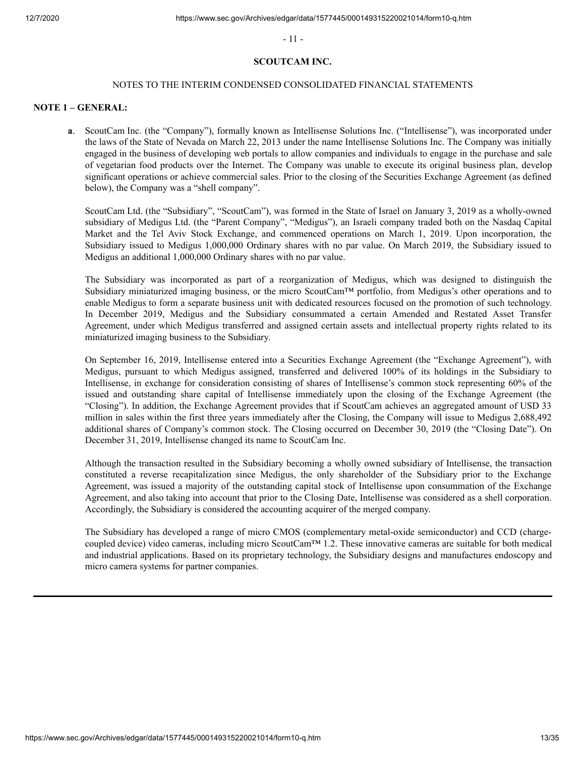**SCOUTCAM INC.**

NOTES TO THE INTERIM CONDENSED CONSOLIDATED FINANCIAL STATEMENTS

**NOTE 1 – GENERAL:**

**a**. ScoutCam Inc. (the "Company"), formally known as Intellisense Solutions Inc. ("Intellisense"), was incorporated under the laws of the State of Nevada on March 22, 2013 under the name Intellisense Solutions Inc. The Company was initially engaged in the business of developing web portals to allow companies and individuals to engage in the purchase and sale of vegetarian food products over the Internet. The Company was unable to execute its original business plan, develop significant operations or achieve commercial sales. Prior to the closing of the Securities Exchange Agreement (as defined below), the Company was a "shell company".

ScoutCam Ltd. (the "Subsidiary", "ScoutCam"), was formed in the State of Israel on January 3, 2019 as a wholly-owned subsidiary of Medigus Ltd. (the "Parent Company", "Medigus"), an Israeli company traded both on the Nasdaq Capital Market and the Tel Aviv Stock Exchange, and commenced operations on March 1, 2019. Upon incorporation, the Subsidiary issued to Medigus 1,000,000 Ordinary shares with no par value. On March 2019, the Subsidiary issued to Medigus an additional 1,000,000 Ordinary shares with no par value.

The Subsidiary was incorporated as part of a reorganization of Medigus, which was designed to distinguish the Subsidiary miniaturized imaging business, or the micro ScoutCam™ portfolio, from Medigus's other operations and to enable Medigus to form a separate business unit with dedicated resources focused on the promotion of such technology. In December 2019, Medigus and the Subsidiary consummated a certain Amended and Restated Asset Transfer Agreement, under which Medigus transferred and assigned certain assets and intellectual property rights related to its miniaturized imaging business to the Subsidiary.

On September 16, 2019, Intellisense entered into a Securities Exchange Agreement (the "Exchange Agreement"), with Medigus, pursuant to which Medigus assigned, transferred and delivered 100% of its holdings in the Subsidiary to Intellisense, in exchange for consideration consisting of shares of Intellisense's common stock representing 60% of the issued and outstanding share capital of Intellisense immediately upon the closing of the Exchange Agreement (the "Closing"). In addition, the Exchange Agreement provides that if ScoutCam achieves an aggregated amount of USD 33 million in sales within the first three years immediately after the Closing, the Company will issue to Medigus 2,688,492 additional shares of Company's common stock. The Closing occurred on December 30, 2019 (the "Closing Date"). On December 31, 2019, Intellisense changed its name to ScoutCam Inc.

Although the transaction resulted in the Subsidiary becoming a wholly owned subsidiary of Intellisense, the transaction constituted a reverse recapitalization since Medigus, the only shareholder of the Subsidiary prior to the Exchange Agreement, was issued a majority of the outstanding capital stock of Intellisense upon consummation of the Exchange Agreement, and also taking into account that prior to the Closing Date, Intellisense was considered as a shell corporation. Accordingly, the Subsidiary is considered the accounting acquirer of the merged company.

The Subsidiary has developed a range of micro CMOS (complementary metal-oxide semiconductor) and CCD (charge-coupled device) video cameras, including micro ScoutCam™ 1.2. These innovative cameras are suitable for both medical and industrial applications. Based on its proprietary technology, the Subsidiary designs and manufactures endoscopy and micro camera systems for partner companies.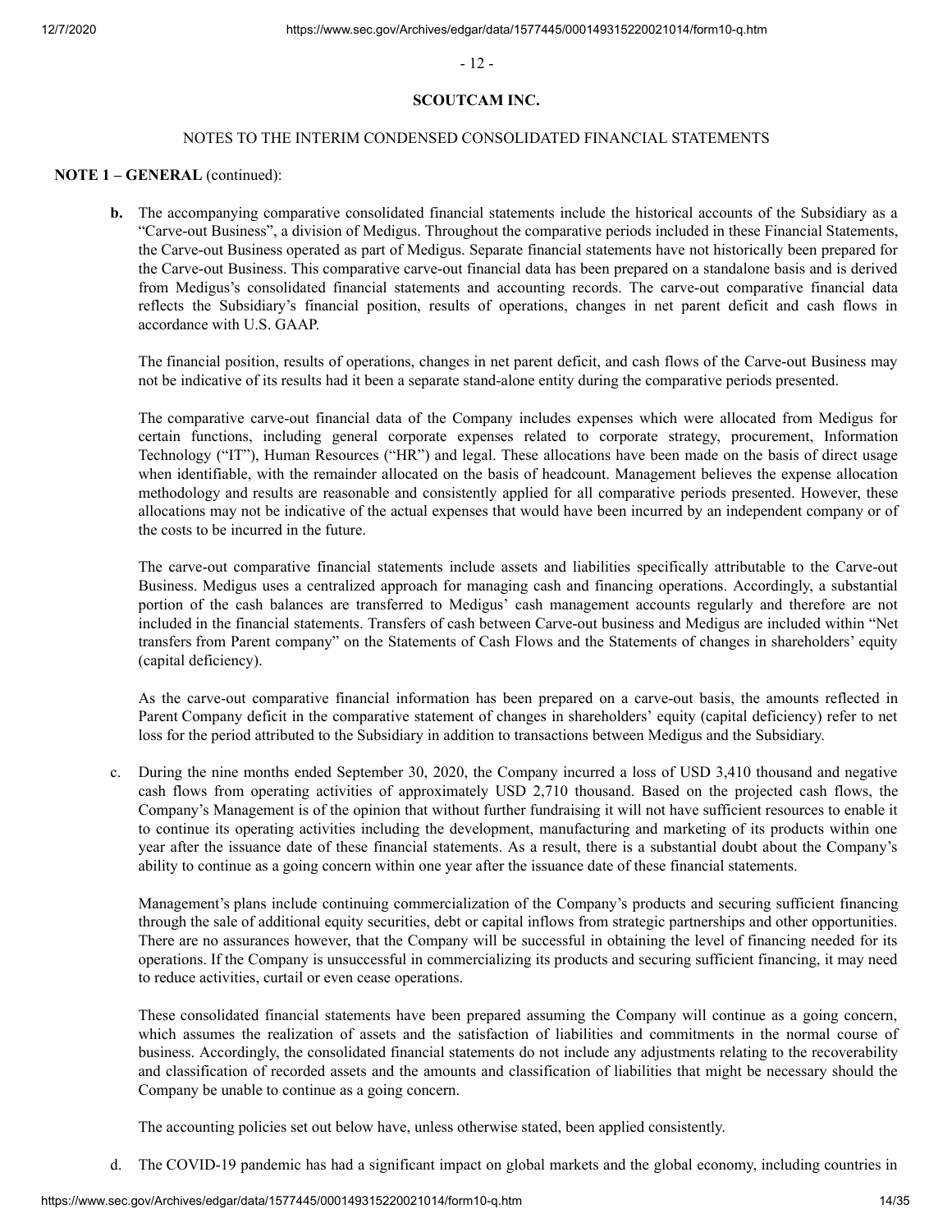**SCOUTCAM INC.**

NOTES TO THE INTERIM CONDENSED CONSOLIDATED FINANCIAL STATEMENTS

**NOTE 1 – GENERAL** (continued):

**b.** The accompanying comparative consolidated financial statements include the historical accounts of the Subsidiary as a "Carve-out Business", a division of Medigus. Throughout the comparative periods included in these Financial Statements, the Carve-out Business operated as part of Medigus. Separate financial statements have not historically been prepared for the Carve-out Business. This comparative carve-out financial data has been prepared on a standalone basis and is derived from Medigus's consolidated financial statements and accounting records. The carve-out comparative financial data reflects the Subsidiary's financial position, results of operations, changes in net parent deficit and cash flows in accordance with U.S. GAAP.

The financial position, results of operations, changes in net parent deficit, and cash flows of the Carve-out Business may not be indicative of its results had it been a separate stand-alone entity during the comparative periods presented.

The comparative carve-out financial data of the Company includes expenses which were allocated from Medigus for certain functions, including general corporate expenses related to corporate strategy, procurement, Information Technology ("IT"), Human Resources ("HR") and legal. These allocations have been made on the basis of direct usage when identifiable, with the remainder allocated on the basis of headcount. Management believes the expense allocation methodology and results are reasonable and consistently applied for all comparative periods presented. However, these allocations may not be indicative of the actual expenses that would have been incurred by an independent company or of the costs to be incurred in the future.

The carve-out comparative financial statements include assets and liabilities specifically attributable to the Carve-out Business. Medigus uses a centralized approach for managing cash and financing operations. Accordingly, a substantial portion of the cash balances are transferred to Medigus' cash management accounts regularly and therefore are not included in the financial statements. Transfers of cash between Carve-out business and Medigus are included within "Net transfers from Parent company" on the Statements of Cash Flows and the Statements of changes in shareholders' equity (capital deficiency).

As the carve-out comparative financial information has been prepared on a carve-out basis, the amounts reflected in Parent Company deficit in the comparative statement of changes in shareholders' equity (capital deficiency) refer to net loss for the period attributed to the Subsidiary in addition to transactions between Medigus and the Subsidiary.

c. During the nine months ended September 30, 2020, the Company incurred a loss of USD 3,410 thousand and negative cash flows from operating activities of approximately USD 2,710 thousand. Based on the projected cash flows, the Company's Management is of the opinion that without further fundraising it will not have sufficient resources to enable it to continue its operating activities including the development, manufacturing and marketing of its products within one year after the issuance date of these financial statements. As a result, there is a substantial doubt about the Company's ability to continue as a going concern within one year after the issuance date of these financial statements.

Management's plans include continuing commercialization of the Company's products and securing sufficient financing through the sale of additional equity securities, debt or capital inflows from strategic partnerships and other opportunities. There are no assurances however, that the Company will be successful in obtaining the level of financing needed for its operations. If the Company is unsuccessful in commercializing its products and securing sufficient financing, it may need to reduce activities, curtail or even cease operations.

These consolidated financial statements have been prepared assuming the Company will continue as a going concern, which assumes the realization of assets and the satisfaction of liabilities and commitments in the normal course of business. Accordingly, the consolidated financial statements do not include any adjustments relating to the recoverability and classification of recorded assets and the amounts and classification of liabilities that might be necessary should the Company be unable to continue as a going concern.

The accounting policies set out below have, unless otherwise stated, been applied consistently.

d. The COVID-19 pandemic has had a significant impact on global markets and the global economy, including countries in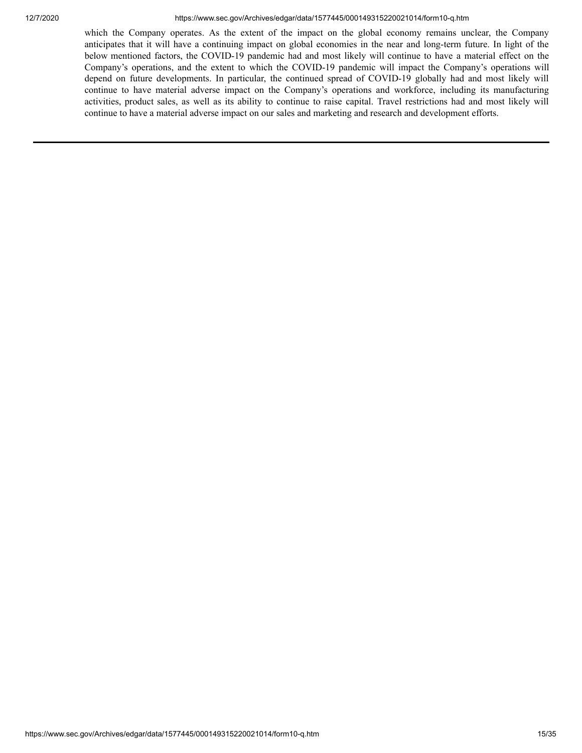which the Company operates. As the extent of the impact on the global economy remains unclear, the Company anticipates that it will have a continuing impact on global economies in the near and long-term future. In light of the below mentioned factors, the COVID-19 pandemic had and most likely will continue to have a material effect on the Company's operations, and the extent to which the COVID-19 pandemic will impact the Company's operations will depend on future developments. In particular, the continued spread of COVID-19 globally had and most likely will continue to have material adverse impact on the Company's operations and workforce, including its manufacturing activities, product sales, as well as its ability to continue to raise capital. Travel restrictions had and most likely will continue to have a material adverse impact on our sales and marketing and research and development efforts.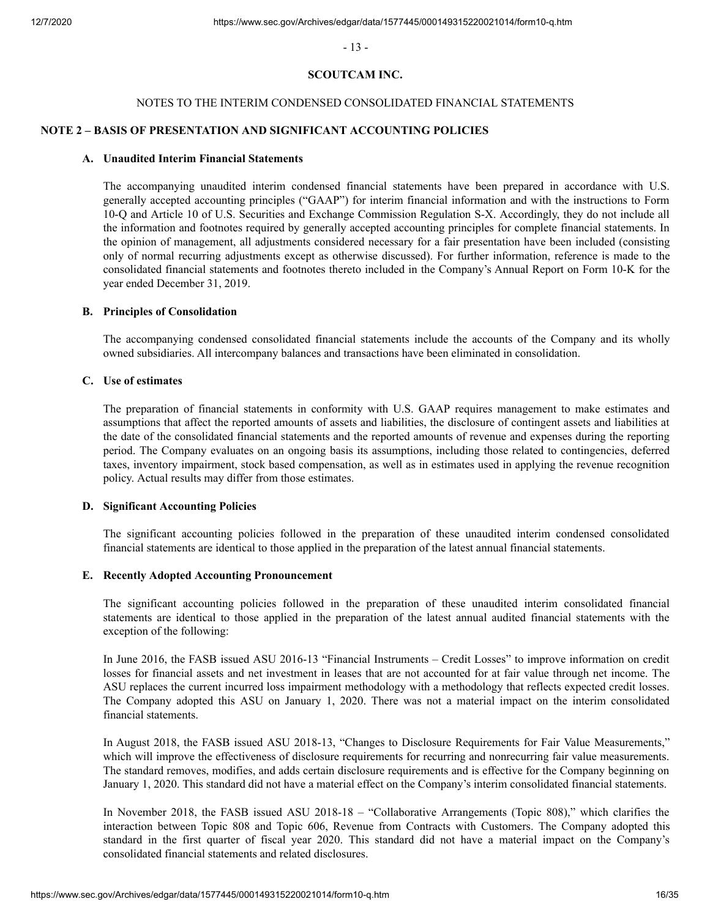## SCOUTCAM INC.

NOTES TO THE INTERIM CONDENSED CONSOLIDATED FINANCIAL STATEMENTS

### NOTE 2 – BASIS OF PRESENTATION AND SIGNIFICANT ACCOUNTING POLICIES

#### A. Unaudited Interim Financial Statements

The accompanying unaudited interim condensed financial statements have been prepared in accordance with U.S. generally accepted accounting principles ("GAAP") for interim financial information and with the instructions to Form 10-Q and Article 10 of U.S. Securities and Exchange Commission Regulation S-X. Accordingly, they do not include all the information and footnotes required by generally accepted accounting principles for complete financial statements. In the opinion of management, all adjustments considered necessary for a fair presentation have been included (consisting only of normal recurring adjustments except as otherwise discussed). For further information, reference is made to the consolidated financial statements and footnotes thereto included in the Company's Annual Report on Form 10-K for the year ended December 31, 2019.

#### B. Principles of Consolidation

The accompanying condensed consolidated financial statements include the accounts of the Company and its wholly owned subsidiaries. All intercompany balances and transactions have been eliminated in consolidation.

#### C. Use of estimates

The preparation of financial statements in conformity with U.S. GAAP requires management to make estimates and assumptions that affect the reported amounts of assets and liabilities, the disclosure of contingent assets and liabilities at the date of the consolidated financial statements and the reported amounts of revenue and expenses during the reporting period. The Company evaluates on an ongoing basis its assumptions, including those related to contingencies, deferred taxes, inventory impairment, stock based compensation, as well as in estimates used in applying the revenue recognition policy. Actual results may differ from those estimates.

#### D. Significant Accounting Policies

The significant accounting policies followed in the preparation of these unaudited interim condensed consolidated financial statements are identical to those applied in the preparation of the latest annual financial statements.

#### E. Recently Adopted Accounting Pronouncement

The significant accounting policies followed in the preparation of these unaudited interim consolidated financial statements are identical to those applied in the preparation of the latest annual audited financial statements with the exception of the following:

In June 2016, the FASB issued ASU 2016-13 "Financial Instruments – Credit Losses" to improve information on credit losses for financial assets and net investment in leases that are not accounted for at fair value through net income. The ASU replaces the current incurred loss impairment methodology with a methodology that reflects expected credit losses. The Company adopted this ASU on January 1, 2020. There was not a material impact on the interim consolidated financial statements.

In August 2018, the FASB issued ASU 2018-13, "Changes to Disclosure Requirements for Fair Value Measurements," which will improve the effectiveness of disclosure requirements for recurring and nonrecurring fair value measurements. The standard removes, modifies, and adds certain disclosure requirements and is effective for the Company beginning on January 1, 2020. This standard did not have a material effect on the Company's interim consolidated financial statements.

In November 2018, the FASB issued ASU 2018-18 – "Collaborative Arrangements (Topic 808)," which clarifies the interaction between Topic 808 and Topic 606, Revenue from Contracts with Customers. The Company adopted this standard in the first quarter of fiscal year 2020. This standard did not have a material impact on the Company's consolidated financial statements and related disclosures.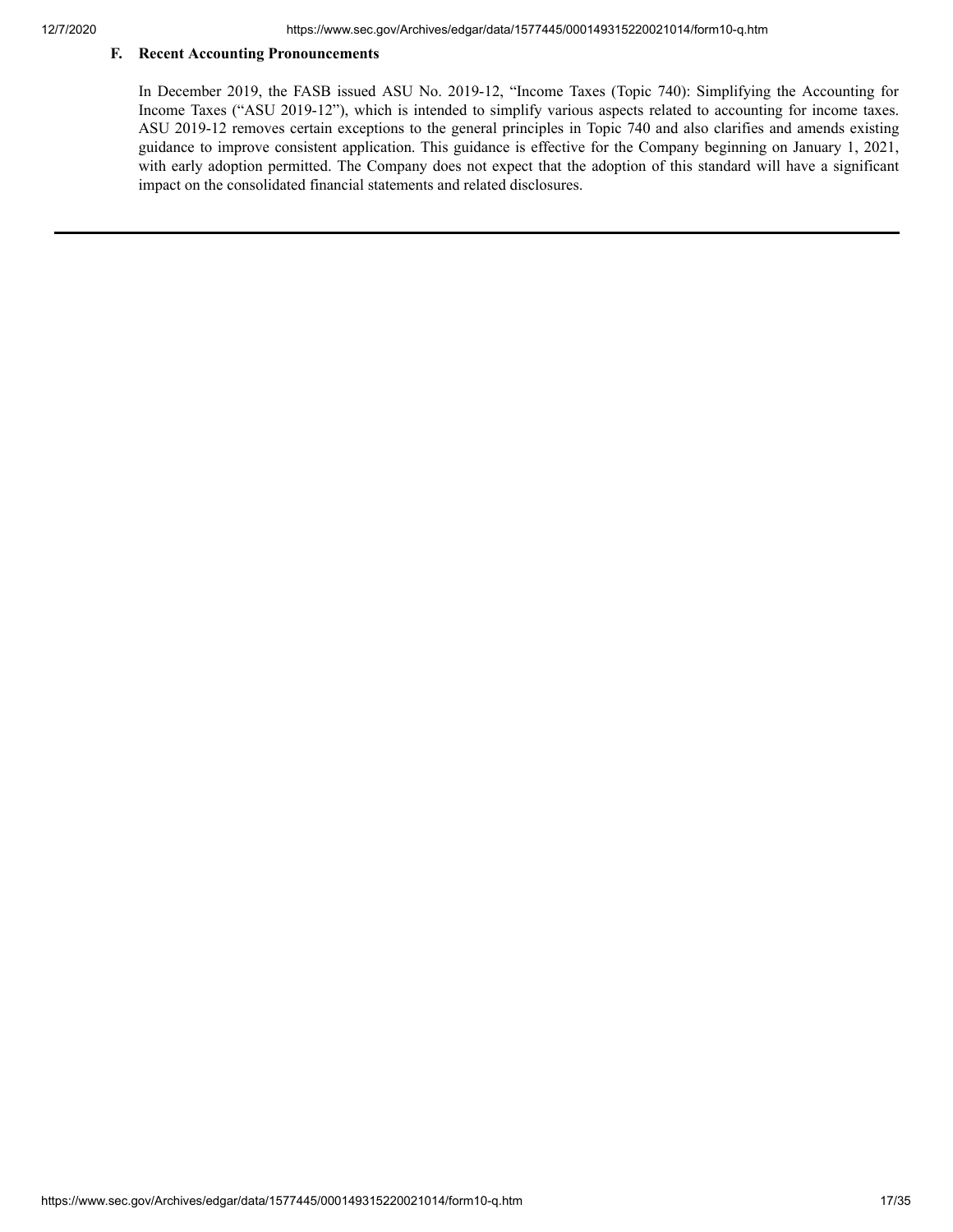### F. Recent Accounting Pronouncements

In December 2019, the FASB issued ASU No. 2019-12, "Income Taxes (Topic 740): Simplifying the Accounting for Income Taxes ("ASU 2019-12"), which is intended to simplify various aspects related to accounting for income taxes. ASU 2019-12 removes certain exceptions to the general principles in Topic 740 and also clarifies and amends existing guidance to improve consistent application. This guidance is effective for the Company beginning on January 1, 2021, with early adoption permitted. The Company does not expect that the adoption of this standard will have a significant impact on the consolidated financial statements and related disclosures.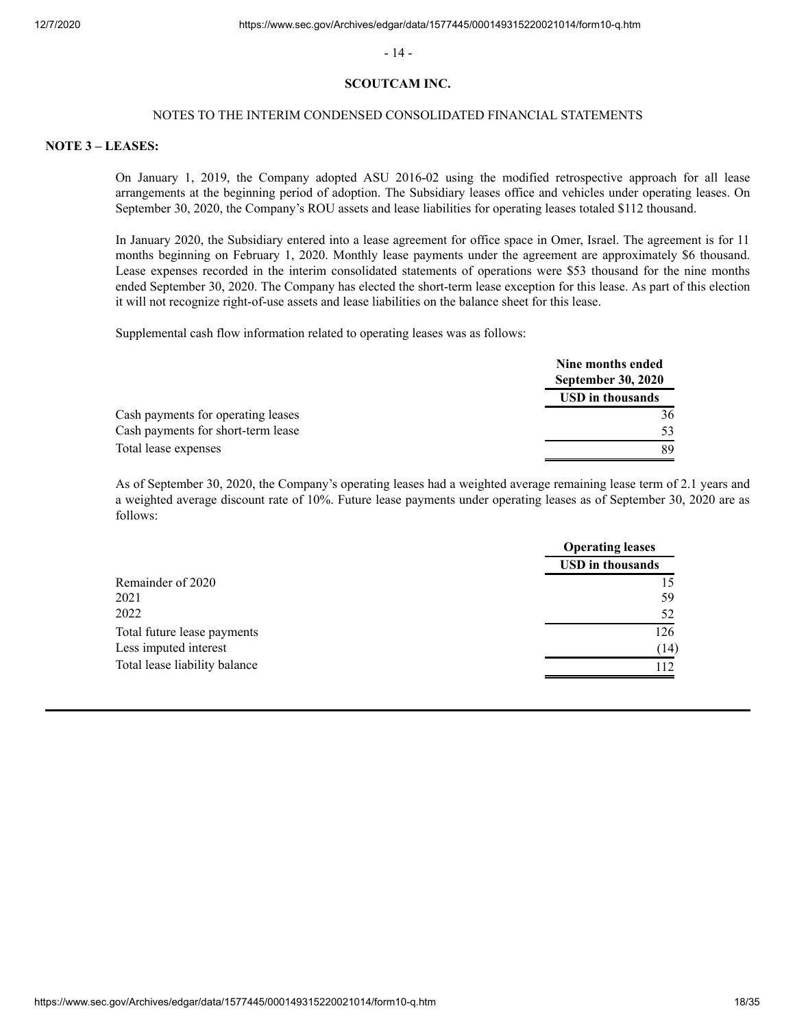**SCOUTCAM INC.**

NOTES TO THE INTERIM CONDENSED CONSOLIDATED FINANCIAL STATEMENTS

**NOTE 3 – LEASES:**

On January 1, 2019, the Company adopted ASU 2016-02 using the modified retrospective approach for all lease arrangements at the beginning period of adoption. The Subsidiary leases office and vehicles under operating leases. On September 30, 2020, the Company's ROU assets and lease liabilities for operating leases totaled $112 thousand.

In January 2020, the Subsidiary entered into a lease agreement for office space in Omer, Israel. The agreement is for 11 months beginning on February 1, 2020. Monthly lease payments under the agreement are approximately $6 thousand. Lease expenses recorded in the interim consolidated statements of operations were $53 thousand for the nine months ended September 30, 2020. The Company has elected the short-term lease exception for this lease. As part of this election it will not recognize right-of-use assets and lease liabilities on the balance sheet for this lease.

Supplemental cash flow information related to operating leases was as follows:

| | Nine months ended September 30, 2020 |
|---|---|
| | USD in thousands |
| Cash payments for operating leases | 36 |
| Cash payments for short-term lease | 53 |
| Total lease expenses | 89 |

As of September 30, 2020, the Company's operating leases had a weighted average remaining lease term of 2.1 years and a weighted average discount rate of 10%. Future lease payments under operating leases as of September 30, 2020 are as follows:

| | Operating leases |
|---|---|
| | USD in thousands |
| Remainder of 2020 | 15 |
| 2021 | 59 |
| 2022 | 52 |
| Total future lease payments | 126 |
| Less imputed interest | (14) |
| Total lease liability balance | 112 |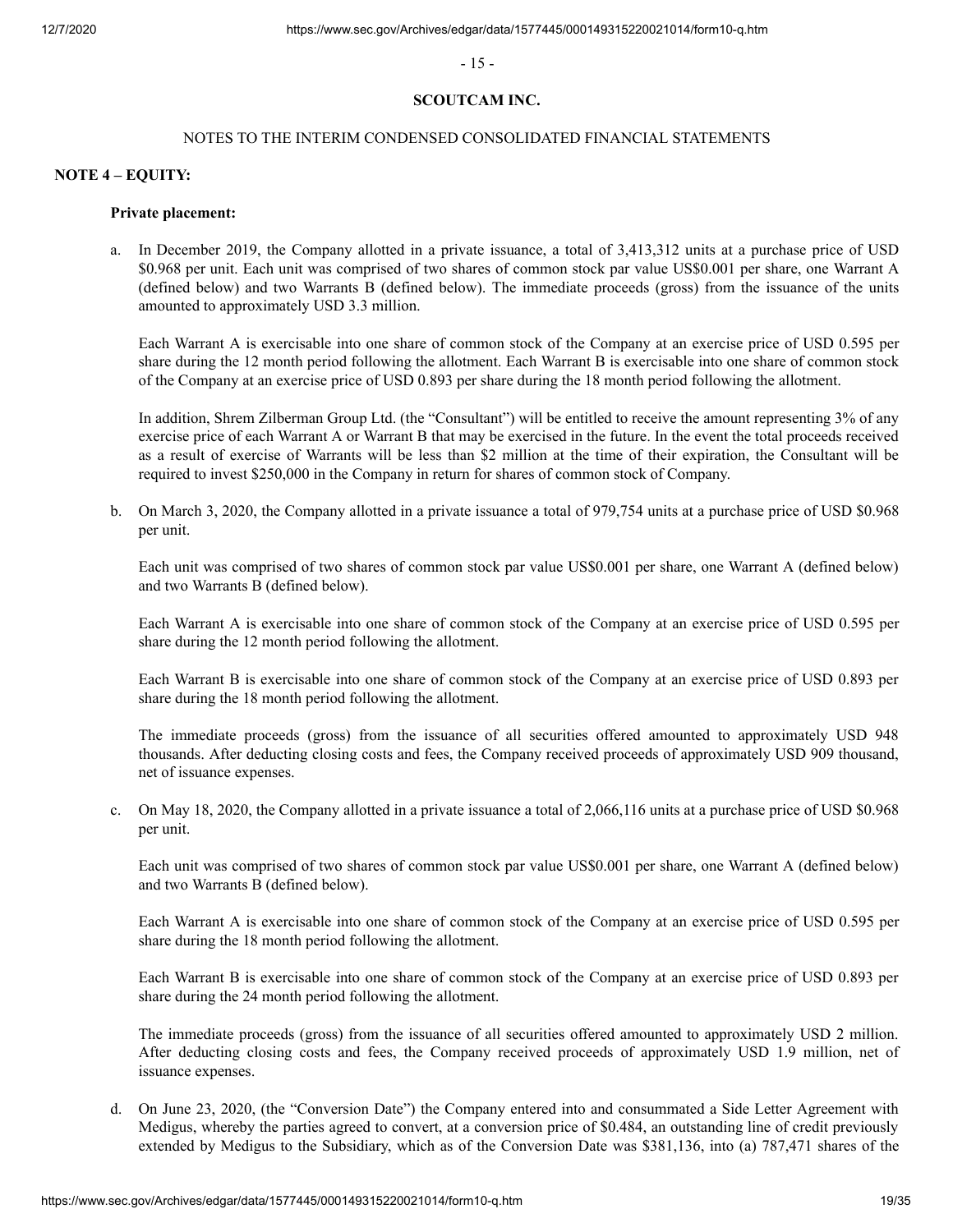**SCOUTCAM INC.**

NOTES TO THE INTERIM CONDENSED CONSOLIDATED FINANCIAL STATEMENTS

**NOTE 4 – EQUITY:**

**Private placement:**

a. In December 2019, the Company allotted in a private issuance, a total of 3,413,312 units at a purchase price of USD $0.968 per unit. Each unit was comprised of two shares of common stock par value US$0.001 per share, one Warrant A (defined below) and two Warrants B (defined below). The immediate proceeds (gross) from the issuance of the units amounted to approximately USD 3.3 million.

   Each Warrant A is exercisable into one share of common stock of the Company at an exercise price of USD 0.595 per share during the 12 month period following the allotment. Each Warrant B is exercisable into one share of common stock of the Company at an exercise price of USD 0.893 per share during the 18 month period following the allotment.

   In addition, Shrem Zilberman Group Ltd. (the "Consultant") will be entitled to receive the amount representing 3% of any exercise price of each Warrant A or Warrant B that may be exercised in the future. In the event the total proceeds received as a result of exercise of Warrants will be less than $2 million at the time of their expiration, the Consultant will be required to invest $250,000 in the Company in return for shares of common stock of Company.

b. On March 3, 2020, the Company allotted in a private issuance a total of 979,754 units at a purchase price of USD $0.968 per unit.

   Each unit was comprised of two shares of common stock par value US$0.001 per share, one Warrant A (defined below) and two Warrants B (defined below).

   Each Warrant A is exercisable into one share of common stock of the Company at an exercise price of USD 0.595 per share during the 12 month period following the allotment.

   Each Warrant B is exercisable into one share of common stock of the Company at an exercise price of USD 0.893 per share during the 18 month period following the allotment.

   The immediate proceeds (gross) from the issuance of all securities offered amounted to approximately USD 948 thousands. After deducting closing costs and fees, the Company received proceeds of approximately USD 909 thousand, net of issuance expenses.

c. On May 18, 2020, the Company allotted in a private issuance a total of 2,066,116 units at a purchase price of USD $0.968 per unit.

   Each unit was comprised of two shares of common stock par value US$0.001 per share, one Warrant A (defined below) and two Warrants B (defined below).

   Each Warrant A is exercisable into one share of common stock of the Company at an exercise price of USD 0.595 per share during the 18 month period following the allotment.

   Each Warrant B is exercisable into one share of common stock of the Company at an exercise price of USD 0.893 per share during the 24 month period following the allotment.

   The immediate proceeds (gross) from the issuance of all securities offered amounted to approximately USD 2 million. After deducting closing costs and fees, the Company received proceeds of approximately USD 1.9 million, net of issuance expenses.

d. On June 23, 2020, (the "Conversion Date") the Company entered into and consummated a Side Letter Agreement with Medigus, whereby the parties agreed to convert, at a conversion price of $0.484, an outstanding line of credit previously extended by Medigus to the Subsidiary, which as of the Conversion Date was $381,136, into (a) 787,471 shares of the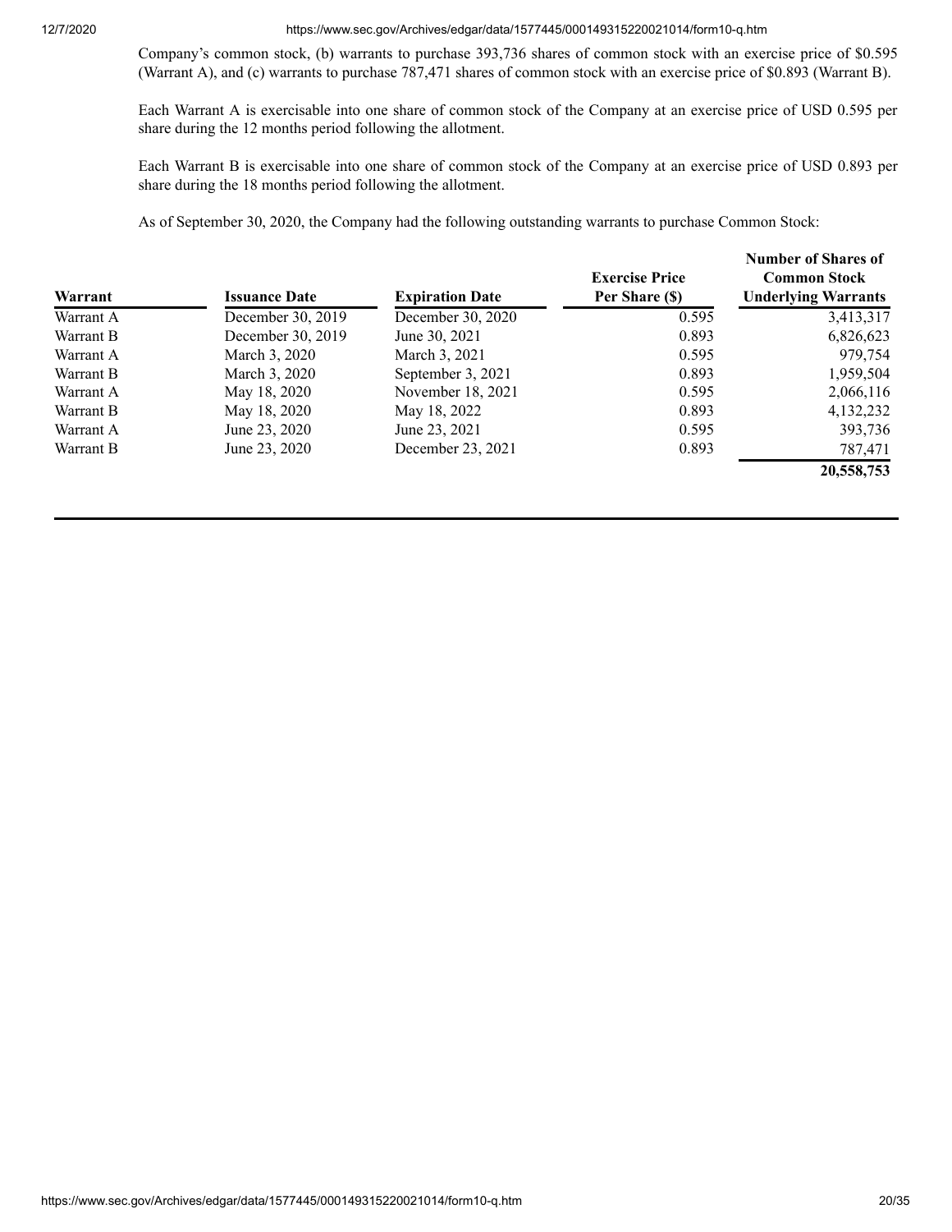Company's common stock, (b) warrants to purchase 393,736 shares of common stock with an exercise price of $0.595 (Warrant A), and (c) warrants to purchase 787,471 shares of common stock with an exercise price of $0.893 (Warrant B).

Each Warrant A is exercisable into one share of common stock of the Company at an exercise price of USD 0.595 per share during the 12 months period following the allotment.

Each Warrant B is exercisable into one share of common stock of the Company at an exercise price of USD 0.893 per share during the 18 months period following the allotment.

As of September 30, 2020, the Company had the following outstanding warrants to purchase Common Stock:

| Warrant | Issuance Date | Expiration Date | Exercise Price Per Share ($) | Number of Shares of Common Stock Underlying Warrants |
|---|---|---|---|---|
| Warrant A | December 30, 2019 | December 30, 2020 | 0.595 | 3,413,317 |
| Warrant B | December 30, 2019 | June 30, 2021 | 0.893 | 6,826,623 |
| Warrant A | March 3, 2020 | March 3, 2021 | 0.595 | 979,754 |
| Warrant B | March 3, 2020 | September 3, 2021 | 0.893 | 1,959,504 |
| Warrant A | May 18, 2020 | November 18, 2021 | 0.595 | 2,066,116 |
| Warrant B | May 18, 2020 | May 18, 2022 | 0.893 | 4,132,232 |
| Warrant A | June 23, 2020 | June 23, 2021 | 0.595 | 393,736 |
| Warrant B | June 23, 2020 | December 23, 2021 | 0.893 | 787,471 |
| | | | | **20,558,753** |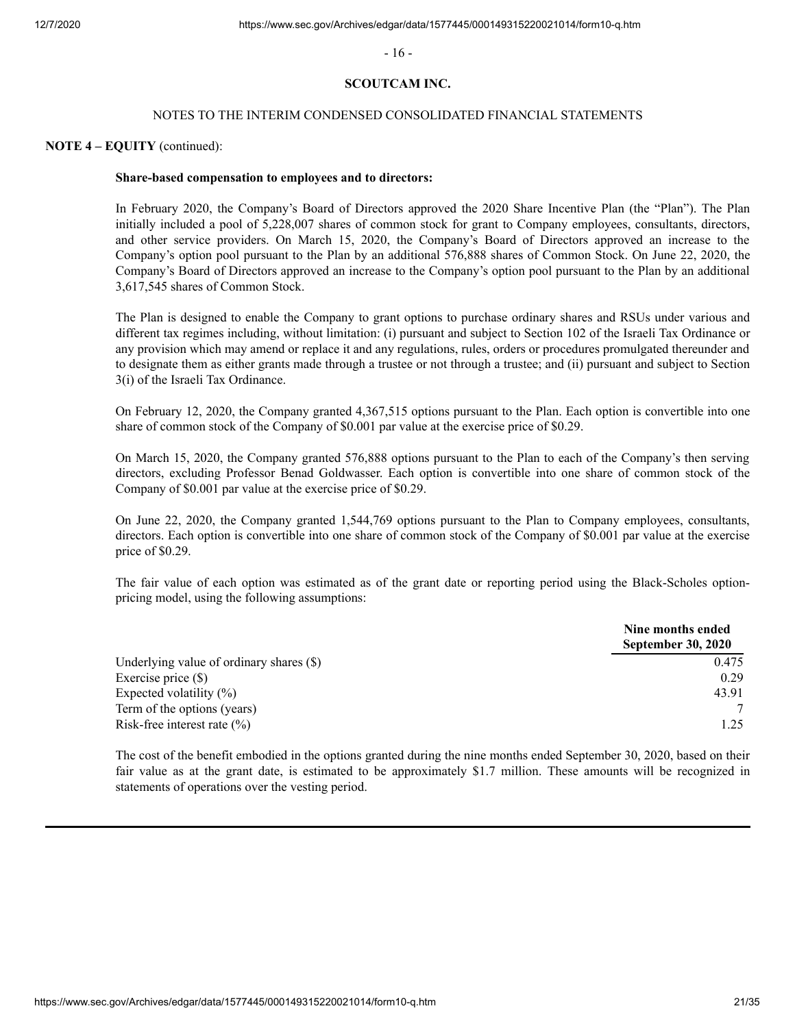**SCOUTCAM INC.**

NOTES TO THE INTERIM CONDENSED CONSOLIDATED FINANCIAL STATEMENTS

**NOTE 4 – EQUITY** (continued):

**Share-based compensation to employees and to directors:**

In February 2020, the Company's Board of Directors approved the 2020 Share Incentive Plan (the "Plan"). The Plan initially included a pool of 5,228,007 shares of common stock for grant to Company employees, consultants, directors, and other service providers. On March 15, 2020, the Company's Board of Directors approved an increase to the Company's option pool pursuant to the Plan by an additional 576,888 shares of Common Stock. On June 22, 2020, the Company's Board of Directors approved an increase to the Company's option pool pursuant to the Plan by an additional 3,617,545 shares of Common Stock.

The Plan is designed to enable the Company to grant options to purchase ordinary shares and RSUs under various and different tax regimes including, without limitation: (i) pursuant and subject to Section 102 of the Israeli Tax Ordinance or any provision which may amend or replace it and any regulations, rules, orders or procedures promulgated thereunder and to designate them as either grants made through a trustee or not through a trustee; and (ii) pursuant and subject to Section 3(i) of the Israeli Tax Ordinance.

On February 12, 2020, the Company granted 4,367,515 options pursuant to the Plan. Each option is convertible into one share of common stock of the Company of $0.001 par value at the exercise price of $0.29.

On March 15, 2020, the Company granted 576,888 options pursuant to the Plan to each of the Company's then serving directors, excluding Professor Benad Goldwasser. Each option is convertible into one share of common stock of the Company of $0.001 par value at the exercise price of $0.29.

On June 22, 2020, the Company granted 1,544,769 options pursuant to the Plan to Company employees, consultants, directors. Each option is convertible into one share of common stock of the Company of $0.001 par value at the exercise price of $0.29.

The fair value of each option was estimated as of the grant date or reporting period using the Black-Scholes option-pricing model, using the following assumptions:

| | Nine months ended September 30, 2020 |
|---|---|
| Underlying value of ordinary shares ($) | 0.475 |
| Exercise price ($) | 0.29 |
| Expected volatility (%) | 43.91 |
| Term of the options (years) | 7 |
| Risk-free interest rate (%) | 1.25 |

The cost of the benefit embodied in the options granted during the nine months ended September 30, 2020, based on their fair value as at the grant date, is estimated to be approximately $1.7 million. These amounts will be recognized in statements of operations over the vesting period.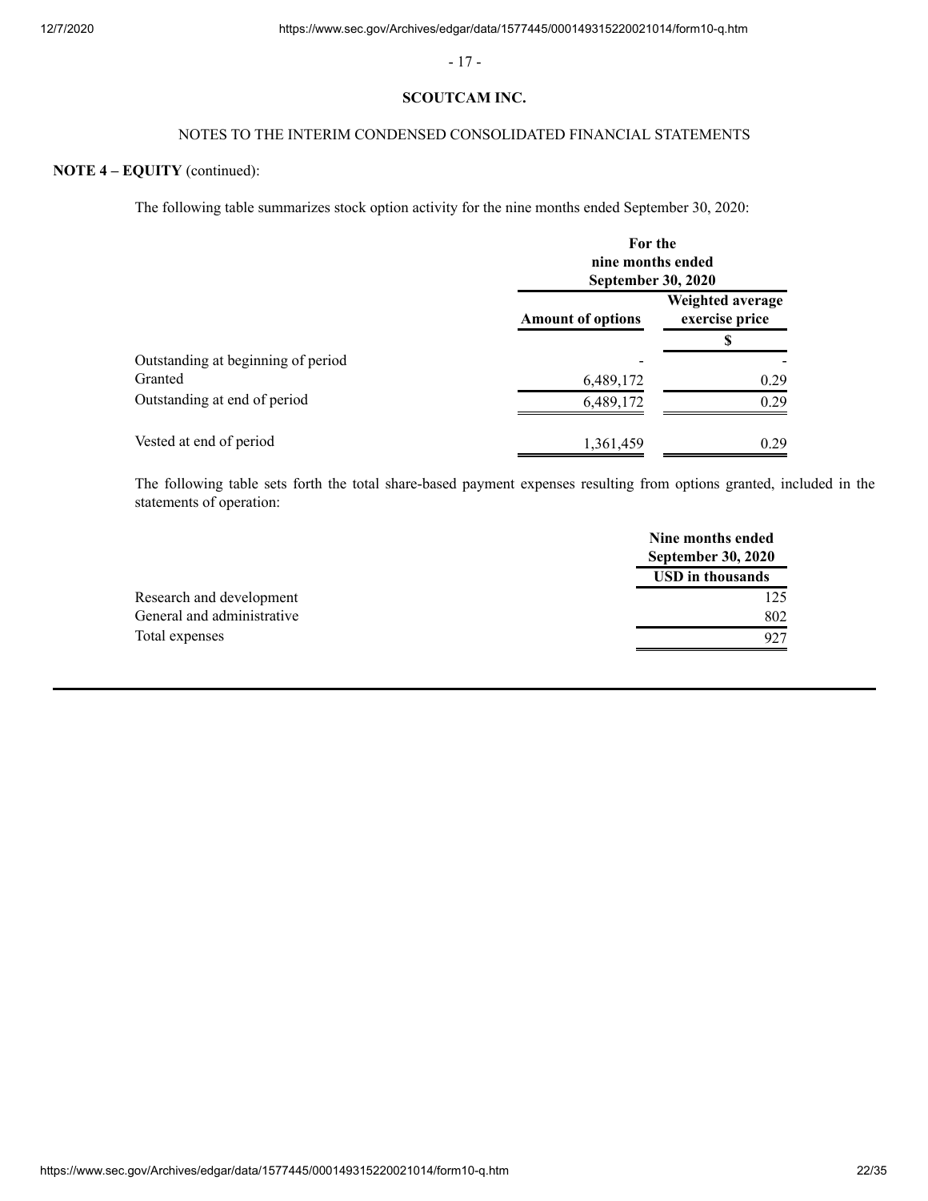**SCOUTCAM INC.**

NOTES TO THE INTERIM CONDENSED CONSOLIDATED FINANCIAL STATEMENTS

**NOTE 4 – EQUITY** (continued):

The following table summarizes stock option activity for the nine months ended September 30, 2020:

| | For the nine months ended September 30, 2020 | |
|---|---|---|
| | **Amount of options** | **Weighted average exercise price** |
| | | **$** |
| Outstanding at beginning of period | - | - |
| Granted | 6,489,172 | 0.29 |
| Outstanding at end of period | 6,489,172 | 0.29 |
| Vested at end of period | 1,361,459 | 0.29 |

The following table sets forth the total share-based payment expenses resulting from options granted, included in the statements of operation:

| | Nine months ended September 30, 2020 |
|---|---|
| | **USD in thousands** |
| Research and development | 125 |
| General and administrative | 802 |
| Total expenses | 927 |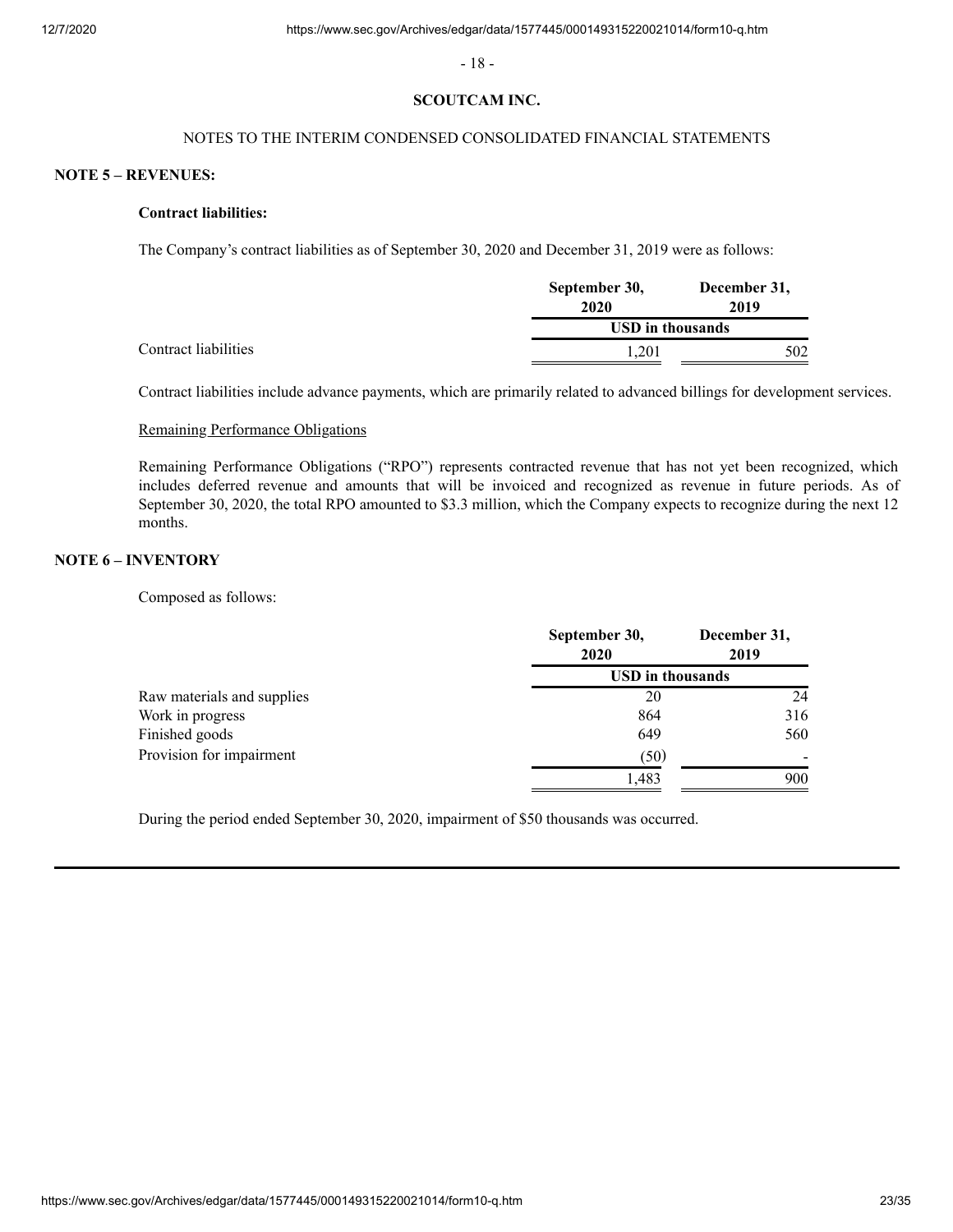**SCOUTCAM INC.**

NOTES TO THE INTERIM CONDENSED CONSOLIDATED FINANCIAL STATEMENTS

**NOTE 5 – REVENUES:**

**Contract liabilities:**

The Company's contract liabilities as of September 30, 2020 and December 31, 2019 were as follows:

| | September 30, 2020 | December 31, 2019 |
|---|---|---|
| | USD in thousands | |
| Contract liabilities | 1,201 | 502 |

Contract liabilities include advance payments, which are primarily related to advanced billings for development services.

Remaining Performance Obligations

Remaining Performance Obligations ("RPO") represents contracted revenue that has not yet been recognized, which includes deferred revenue and amounts that will be invoiced and recognized as revenue in future periods. As of September 30, 2020, the total RPO amounted to \$3.3 million, which the Company expects to recognize during the next 12 months.

**NOTE 6 – INVENTORY**

Composed as follows:

| | September 30, 2020 | December 31, 2019 |
|---|---|---|
| | USD in thousands | |
| Raw materials and supplies | 20 | 24 |
| Work in progress | 864 | 316 |
| Finished goods | 649 | 560 |
| Provision for impairment | (50) | - |
| | 1,483 | 900 |

During the period ended September 30, 2020, impairment of \$50 thousands was occurred.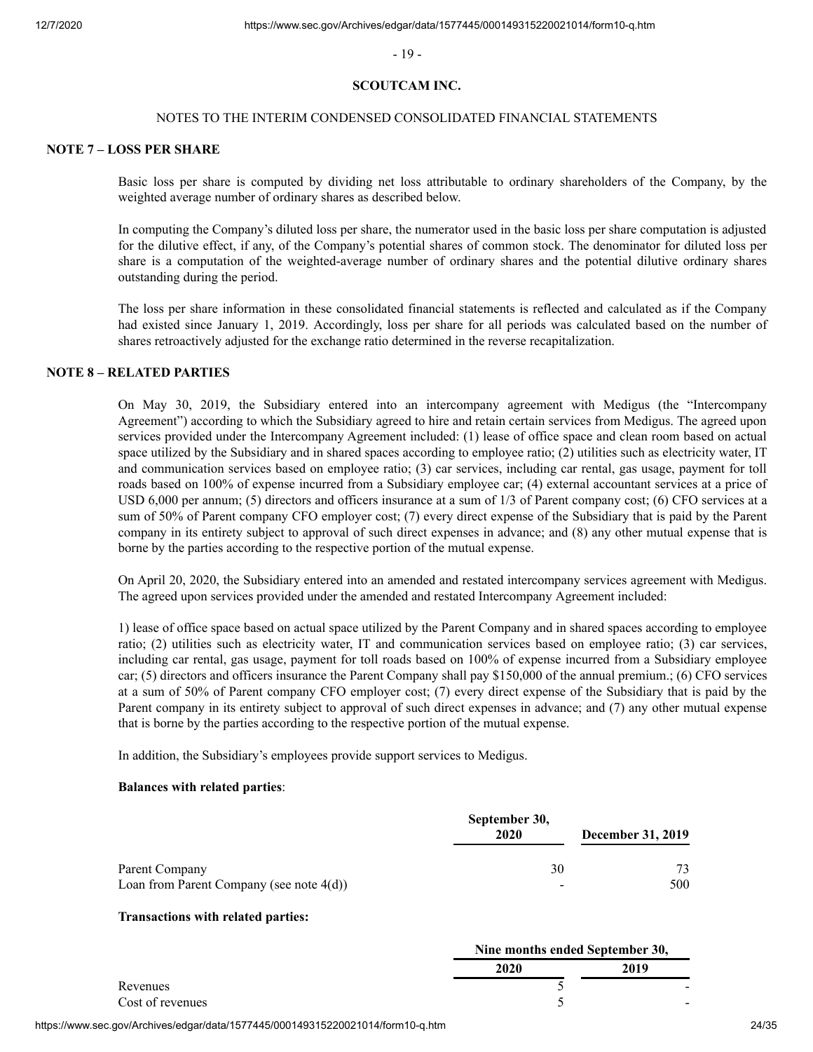**SCOUTCAM INC.**

NOTES TO THE INTERIM CONDENSED CONSOLIDATED FINANCIAL STATEMENTS

## NOTE 7 – LOSS PER SHARE

Basic loss per share is computed by dividing net loss attributable to ordinary shareholders of the Company, by the weighted average number of ordinary shares as described below.

In computing the Company's diluted loss per share, the numerator used in the basic loss per share computation is adjusted for the dilutive effect, if any, of the Company's potential shares of common stock. The denominator for diluted loss per share is a computation of the weighted-average number of ordinary shares and the potential dilutive ordinary shares outstanding during the period.

The loss per share information in these consolidated financial statements is reflected and calculated as if the Company had existed since January 1, 2019. Accordingly, loss per share for all periods was calculated based on the number of shares retroactively adjusted for the exchange ratio determined in the reverse recapitalization.

## NOTE 8 – RELATED PARTIES

On May 30, 2019, the Subsidiary entered into an intercompany agreement with Medigus (the "Intercompany Agreement") according to which the Subsidiary agreed to hire and retain certain services from Medigus. The agreed upon services provided under the Intercompany Agreement included: (1) lease of office space and clean room based on actual space utilized by the Subsidiary and in shared spaces according to employee ratio; (2) utilities such as electricity water, IT and communication services based on employee ratio; (3) car services, including car rental, gas usage, payment for toll roads based on 100% of expense incurred from a Subsidiary employee car; (4) external accountant services at a price of USD 6,000 per annum; (5) directors and officers insurance at a sum of 1/3 of Parent company cost; (6) CFO services at a sum of 50% of Parent company CFO employer cost; (7) every direct expense of the Subsidiary that is paid by the Parent company in its entirety subject to approval of such direct expenses in advance; and (8) any other mutual expense that is borne by the parties according to the respective portion of the mutual expense.

On April 20, 2020, the Subsidiary entered into an amended and restated intercompany services agreement with Medigus. The agreed upon services provided under the amended and restated Intercompany Agreement included:

1) lease of office space based on actual space utilized by the Parent Company and in shared spaces according to employee ratio; (2) utilities such as electricity water, IT and communication services based on employee ratio; (3) car services, including car rental, gas usage, payment for toll roads based on 100% of expense incurred from a Subsidiary employee car; (5) directors and officers insurance the Parent Company shall pay $150,000 of the annual premium.; (6) CFO services at a sum of 50% of Parent company CFO employer cost; (7) every direct expense of the Subsidiary that is paid by the Parent company in its entirety subject to approval of such direct expenses in advance; and (7) any other mutual expense that is borne by the parties according to the respective portion of the mutual expense.

In addition, the Subsidiary's employees provide support services to Medigus.

**Balances with related parties**:

| | September 30, 2020 | December 31, 2019 |
|---|---|---|
| Parent Company | 30 | 73 |
| Loan from Parent Company (see note 4(d)) | - | 500 |

**Transactions with related parties:**

| | Nine months ended September 30, | |
|---|---|---|
| | 2020 | 2019 |
| Revenues | 5 | - |
| Cost of revenues | 5 | - |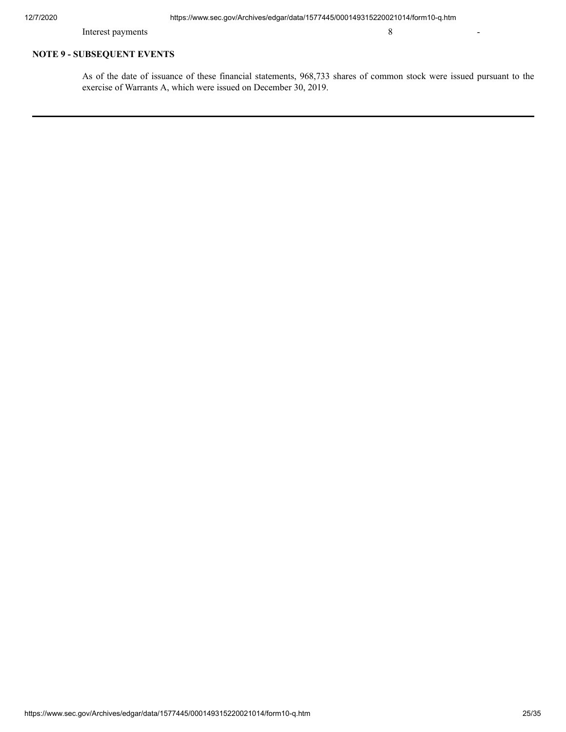| | | |
|---|---|---|
| Interest payments | 8 | - |

**NOTE 9 - SUBSEQUENT EVENTS**

As of the date of issuance of these financial statements, 968,733 shares of common stock were issued pursuant to the exercise of Warrants A, which were issued on December 30, 2019.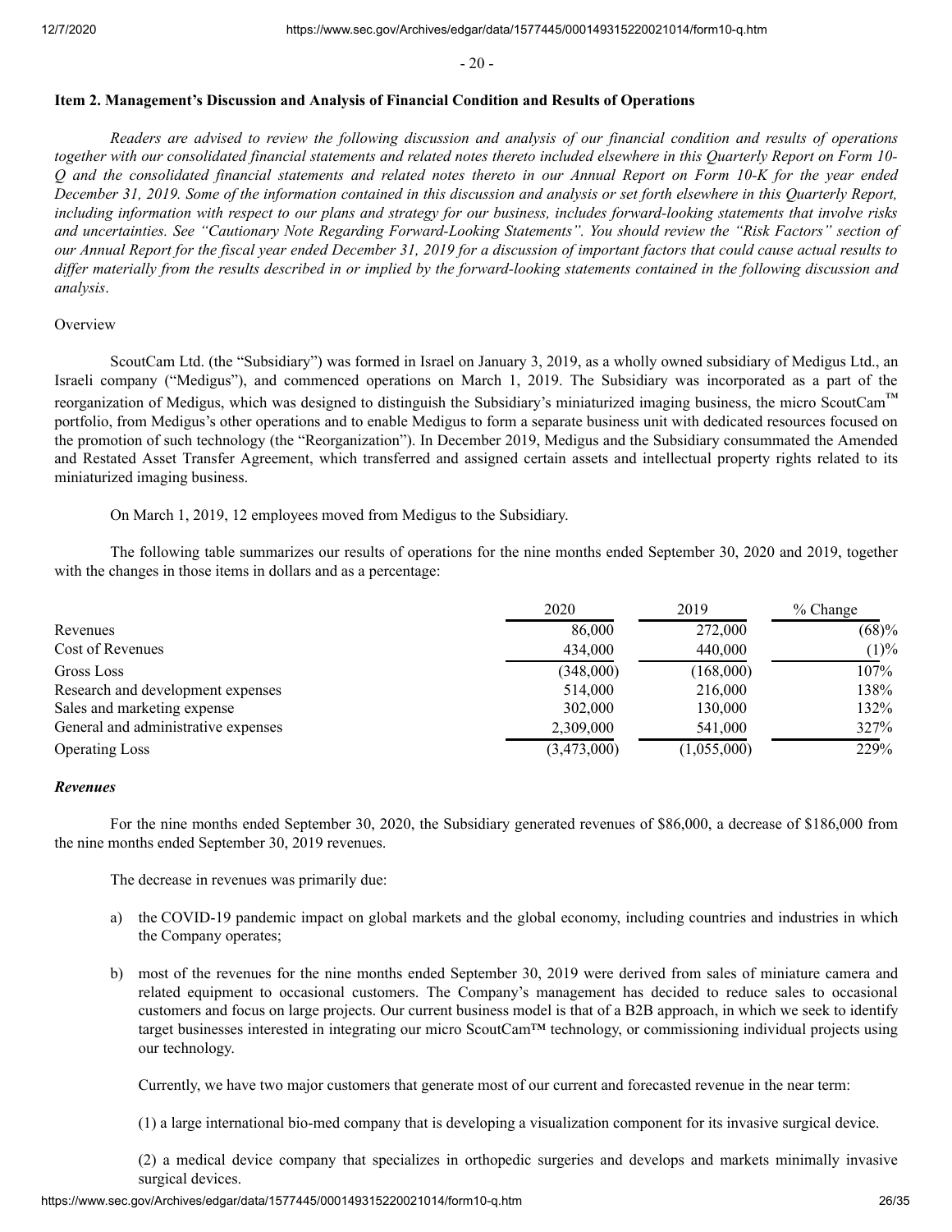## Item 2. Management's Discussion and Analysis of Financial Condition and Results of Operations

*Readers are advised to review the following discussion and analysis of our financial condition and results of operations together with our consolidated financial statements and related notes thereto included elsewhere in this Quarterly Report on Form 10-Q and the consolidated financial statements and related notes thereto in our Annual Report on Form 10-K for the year ended December 31, 2019. Some of the information contained in this discussion and analysis or set forth elsewhere in this Quarterly Report, including information with respect to our plans and strategy for our business, includes forward-looking statements that involve risks and uncertainties. See "Cautionary Note Regarding Forward-Looking Statements". You should review the "Risk Factors" section of our Annual Report for the fiscal year ended December 31, 2019 for a discussion of important factors that could cause actual results to differ materially from the results described in or implied by the forward-looking statements contained in the following discussion and analysis*.

Overview

ScoutCam Ltd. (the "Subsidiary") was formed in Israel on January 3, 2019, as a wholly owned subsidiary of Medigus Ltd., an Israeli company ("Medigus"), and commenced operations on March 1, 2019. The Subsidiary was incorporated as a part of the reorganization of Medigus, which was designed to distinguish the Subsidiary's miniaturized imaging business, the micro ScoutCam™ portfolio, from Medigus's other operations and to enable Medigus to form a separate business unit with dedicated resources focused on the promotion of such technology (the "Reorganization"). In December 2019, Medigus and the Subsidiary consummated the Amended and Restated Asset Transfer Agreement, which transferred and assigned certain assets and intellectual property rights related to its miniaturized imaging business.

On March 1, 2019, 12 employees moved from Medigus to the Subsidiary.

The following table summarizes our results of operations for the nine months ended September 30, 2020 and 2019, together with the changes in those items in dollars and as a percentage:

| | 2020 | 2019 | % Change |
|---|---|---|---|
| Revenues | 86,000 | 272,000 | (68)% |
| Cost of Revenues | 434,000 | 440,000 | (1)% |
| Gross Loss | (348,000) | (168,000) | 107% |
| Research and development expenses | 514,000 | 216,000 | 138% |
| Sales and marketing expense | 302,000 | 130,000 | 132% |
| General and administrative expenses | 2,309,000 | 541,000 | 327% |
| Operating Loss | (3,473,000) | (1,055,000) | 229% |

***Revenues***

For the nine months ended September 30, 2020, the Subsidiary generated revenues of $86,000, a decrease of $186,000 from the nine months ended September 30, 2019 revenues.

The decrease in revenues was primarily due:

a) the COVID-19 pandemic impact on global markets and the global economy, including countries and industries in which the Company operates;

b) most of the revenues for the nine months ended September 30, 2019 were derived from sales of miniature camera and related equipment to occasional customers. The Company's management has decided to reduce sales to occasional customers and focus on large projects. Our current business model is that of a B2B approach, in which we seek to identify target businesses interested in integrating our micro ScoutCam™ technology, or commissioning individual projects using our technology.

   Currently, we have two major customers that generate most of our current and forecasted revenue in the near term:

   (1) a large international bio-med company that is developing a visualization component for its invasive surgical device.

   (2) a medical device company that specializes in orthopedic surgeries and develops and markets minimally invasive surgical devices.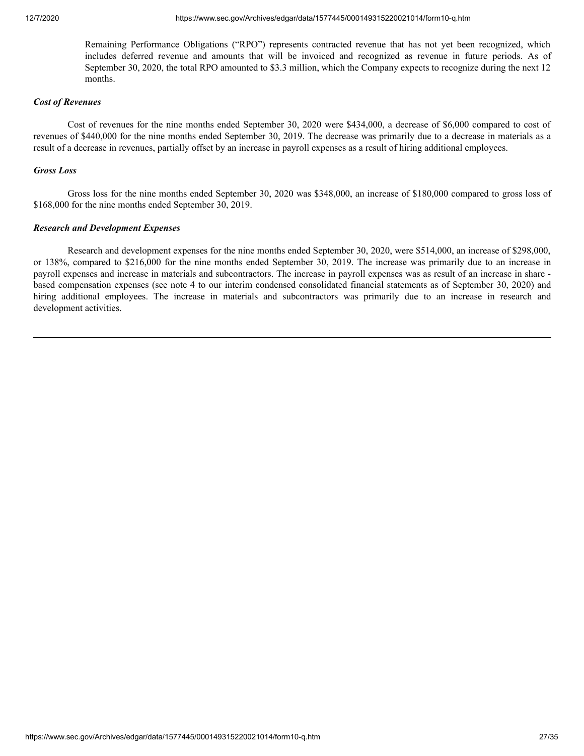Remaining Performance Obligations ("RPO") represents contracted revenue that has not yet been recognized, which includes deferred revenue and amounts that will be invoiced and recognized as revenue in future periods. As of September 30, 2020, the total RPO amounted to $3.3 million, which the Company expects to recognize during the next 12 months.

***Cost of Revenues***

Cost of revenues for the nine months ended September 30, 2020 were $434,000, a decrease of $6,000 compared to cost of revenues of $440,000 for the nine months ended September 30, 2019. The decrease was primarily due to a decrease in materials as a result of a decrease in revenues, partially offset by an increase in payroll expenses as a result of hiring additional employees.

***Gross Loss***

Gross loss for the nine months ended September 30, 2020 was $348,000, an increase of $180,000 compared to gross loss of $168,000 for the nine months ended September 30, 2019.

***Research and Development Expenses***

Research and development expenses for the nine months ended September 30, 2020, were $514,000, an increase of $298,000, or 138%, compared to $216,000 for the nine months ended September 30, 2019. The increase was primarily due to an increase in payroll expenses and increase in materials and subcontractors. The increase in payroll expenses was as result of an increase in share - based compensation expenses (see note 4 to our interim condensed consolidated financial statements as of September 30, 2020) and hiring additional employees. The increase in materials and subcontractors was primarily due to an increase in research and development activities.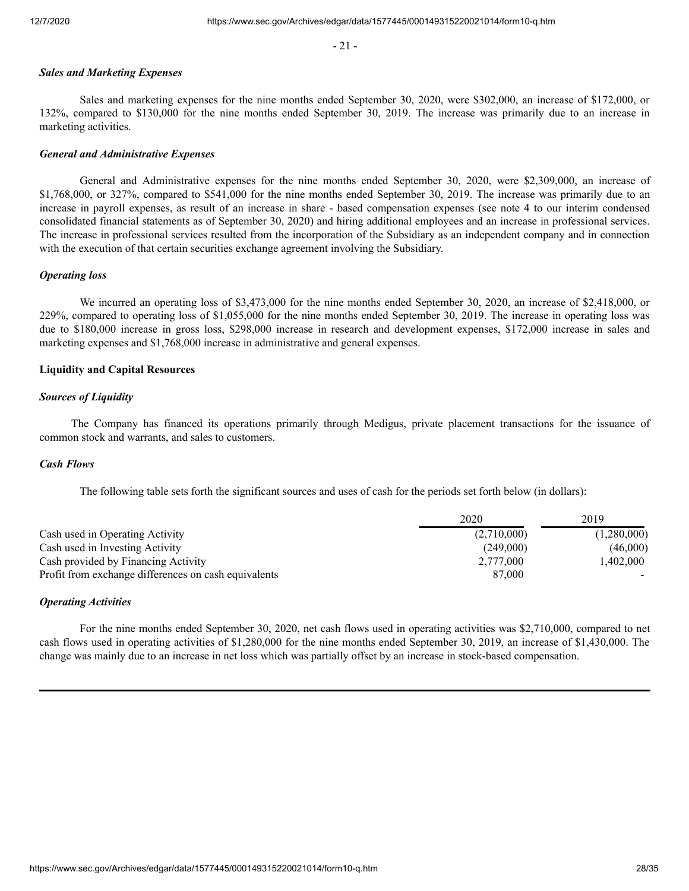### *Sales and Marketing Expenses*

Sales and marketing expenses for the nine months ended September 30, 2020, were $302,000, an increase of $172,000, or 132%, compared to $130,000 for the nine months ended September 30, 2019. The increase was primarily due to an increase in marketing activities.

### *General and Administrative Expenses*

General and Administrative expenses for the nine months ended September 30, 2020, were $2,309,000, an increase of $1,768,000, or 327%, compared to $541,000 for the nine months ended September 30, 2019. The increase was primarily due to an increase in payroll expenses, as result of an increase in share - based compensation expenses (see note 4 to our interim condensed consolidated financial statements as of September 30, 2020) and hiring additional employees and an increase in professional services. The increase in professional services resulted from the incorporation of the Subsidiary as an independent company and in connection with the execution of that certain securities exchange agreement involving the Subsidiary.

### *Operating loss*

We incurred an operating loss of $3,473,000 for the nine months ended September 30, 2020, an increase of $2,418,000, or 229%, compared to operating loss of $1,055,000 for the nine months ended September 30, 2019. The increase in operating loss was due to $180,000 increase in gross loss, $298,000 increase in research and development expenses, $172,000 increase in sales and marketing expenses and $1,768,000 increase in administrative and general expenses.

## Liquidity and Capital Resources

### *Sources of Liquidity*

The Company has financed its operations primarily through Medigus, private placement transactions for the issuance of common stock and warrants, and sales to customers.

### *Cash Flows*

The following table sets forth the significant sources and uses of cash for the periods set forth below (in dollars):

| | 2020 | 2019 |
|---|---|---|
| Cash used in Operating Activity | (2,710,000) | (1,280,000) |
| Cash used in Investing Activity | (249,000) | (46,000) |
| Cash provided by Financing Activity | 2,777,000 | 1,402,000 |
| Profit from exchange differences on cash equivalents | 87,000 | - |

### *Operating Activities*

For the nine months ended September 30, 2020, net cash flows used in operating activities was $2,710,000, compared to net cash flows used in operating activities of $1,280,000 for the nine months ended September 30, 2019, an increase of $1,430,000. The change was mainly due to an increase in net loss which was partially offset by an increase in stock-based compensation.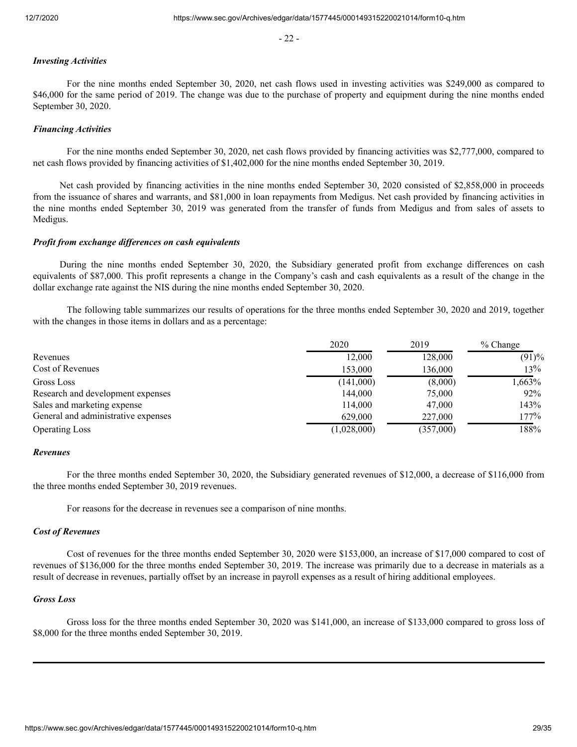### *Investing Activities*

For the nine months ended September 30, 2020, net cash flows used in investing activities was $249,000 as compared to $46,000 for the same period of 2019. The change was due to the purchase of property and equipment during the nine months ended September 30, 2020.

### *Financing Activities*

For the nine months ended September 30, 2020, net cash flows provided by financing activities was $2,777,000, compared to net cash flows provided by financing activities of $1,402,000 for the nine months ended September 30, 2019.

Net cash provided by financing activities in the nine months ended September 30, 2020 consisted of $2,858,000 in proceeds from the issuance of shares and warrants, and $81,000 in loan repayments from Medigus. Net cash provided by financing activities in the nine months ended September 30, 2019 was generated from the transfer of funds from Medigus and from sales of assets to Medigus.

### *Profit from exchange differences on cash equivalents*

During the nine months ended September 30, 2020, the Subsidiary generated profit from exchange differences on cash equivalents of $87,000. This profit represents a change in the Company's cash and cash equivalents as a result of the change in the dollar exchange rate against the NIS during the nine months ended September 30, 2020.

The following table summarizes our results of operations for the three months ended September 30, 2020 and 2019, together with the changes in those items in dollars and as a percentage:

| | 2020 | 2019 | % Change |
|---|---|---|---|
| Revenues | 12,000 | 128,000 | (91)% |
| Cost of Revenues | 153,000 | 136,000 | 13% |
| Gross Loss | (141,000) | (8,000) | 1,663% |
| Research and development expenses | 144,000 | 75,000 | 92% |
| Sales and marketing expense | 114,000 | 47,000 | 143% |
| General and administrative expenses | 629,000 | 227,000 | 177% |
| Operating Loss | (1,028,000) | (357,000) | 188% |

### *Revenues*

For the three months ended September 30, 2020, the Subsidiary generated revenues of $12,000, a decrease of $116,000 from the three months ended September 30, 2019 revenues.

For reasons for the decrease in revenues see a comparison of nine months.

### *Cost of Revenues*

Cost of revenues for the three months ended September 30, 2020 were $153,000, an increase of $17,000 compared to cost of revenues of $136,000 for the three months ended September 30, 2019. The increase was primarily due to a decrease in materials as a result of decrease in revenues, partially offset by an increase in payroll expenses as a result of hiring additional employees.

### *Gross Loss*

Gross loss for the three months ended September 30, 2020 was $141,000, an increase of $133,000 compared to gross loss of $8,000 for the three months ended September 30, 2019.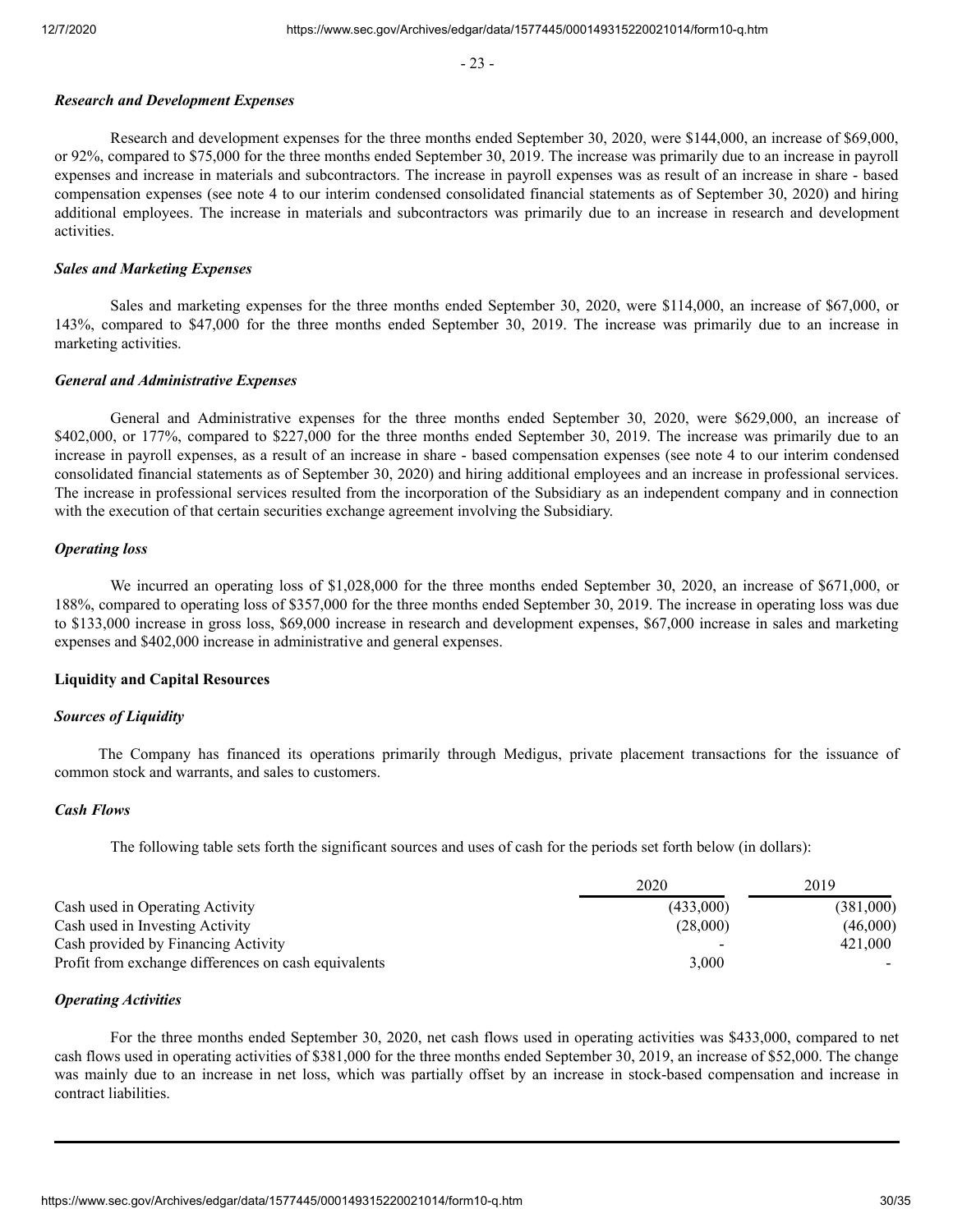### *Research and Development Expenses*

Research and development expenses for the three months ended September 30, 2020, were $144,000, an increase of $69,000, or 92%, compared to $75,000 for the three months ended September 30, 2019. The increase was primarily due to an increase in payroll expenses and increase in materials and subcontractors. The increase in payroll expenses was as result of an increase in share - based compensation expenses (see note 4 to our interim condensed consolidated financial statements as of September 30, 2020) and hiring additional employees. The increase in materials and subcontractors was primarily due to an increase in research and development activities.

### *Sales and Marketing Expenses*

Sales and marketing expenses for the three months ended September 30, 2020, were $114,000, an increase of $67,000, or 143%, compared to $47,000 for the three months ended September 30, 2019. The increase was primarily due to an increase in marketing activities.

### *General and Administrative Expenses*

General and Administrative expenses for the three months ended September 30, 2020, were $629,000, an increase of $402,000, or 177%, compared to $227,000 for the three months ended September 30, 2019. The increase was primarily due to an increase in payroll expenses, as a result of an increase in share - based compensation expenses (see note 4 to our interim condensed consolidated financial statements as of September 30, 2020) and hiring additional employees and an increase in professional services. The increase in professional services resulted from the incorporation of the Subsidiary as an independent company and in connection with the execution of that certain securities exchange agreement involving the Subsidiary.

### *Operating loss*

We incurred an operating loss of $1,028,000 for the three months ended September 30, 2020, an increase of $671,000, or 188%, compared to operating loss of $357,000 for the three months ended September 30, 2019. The increase in operating loss was due to $133,000 increase in gross loss, $69,000 increase in research and development expenses, $67,000 increase in sales and marketing expenses and $402,000 increase in administrative and general expenses.

## **Liquidity and Capital Resources**

### *Sources of Liquidity*

The Company has financed its operations primarily through Medigus, private placement transactions for the issuance of common stock and warrants, and sales to customers.

### *Cash Flows*

The following table sets forth the significant sources and uses of cash for the periods set forth below (in dollars):

| | 2020 | 2019 |
|---|---|---|
| Cash used in Operating Activity | (433,000) | (381,000) |
| Cash used in Investing Activity | (28,000) | (46,000) |
| Cash provided by Financing Activity | - | 421,000 |
| Profit from exchange differences on cash equivalents | 3,000 | - |

### *Operating Activities*

For the three months ended September 30, 2020, net cash flows used in operating activities was $433,000, compared to net cash flows used in operating activities of $381,000 for the three months ended September 30, 2019, an increase of $52,000. The change was mainly due to an increase in net loss, which was partially offset by an increase in stock-based compensation and increase in contract liabilities.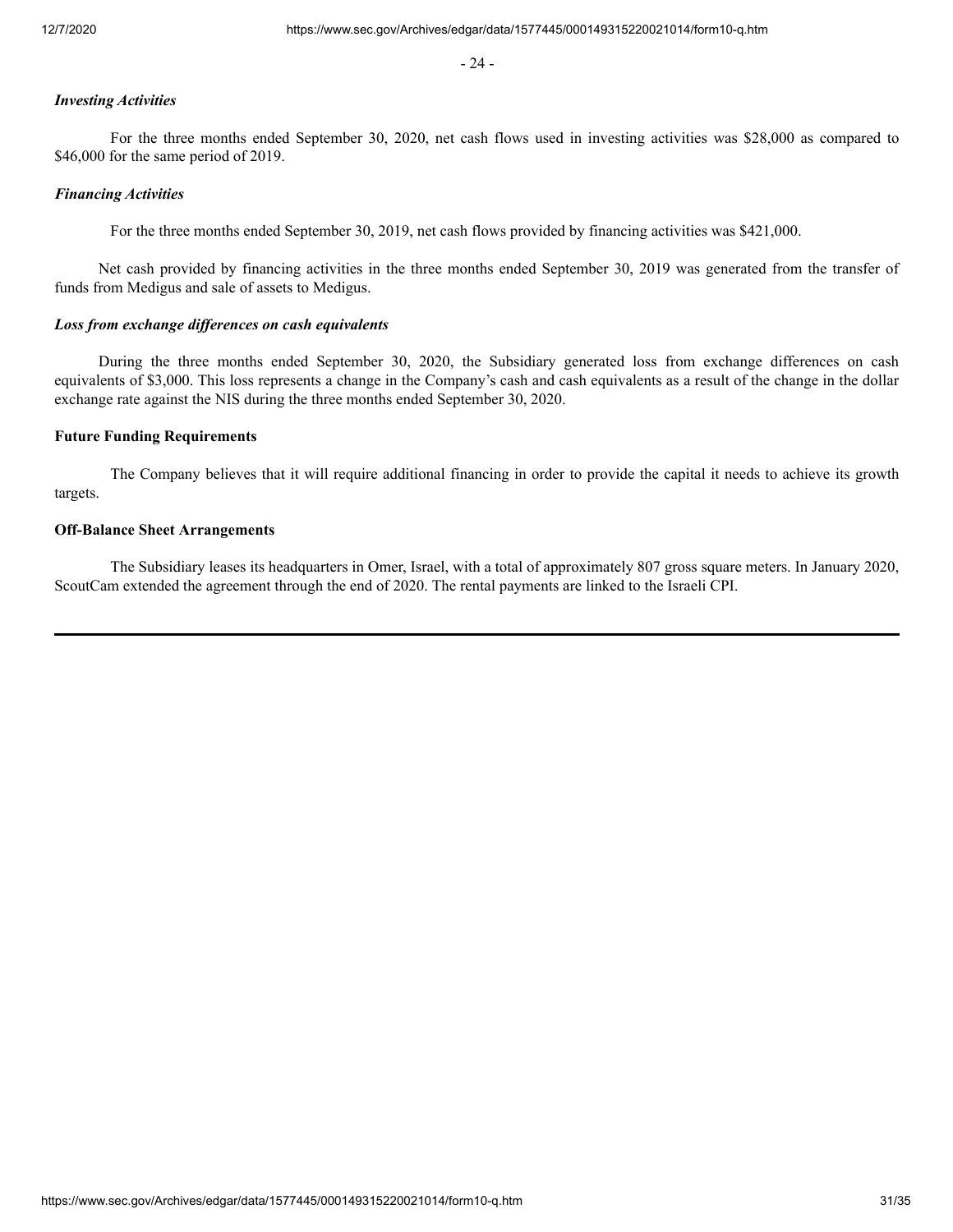*Investing Activities*

For the three months ended September 30, 2020, net cash flows used in investing activities was $28,000 as compared to $46,000 for the same period of 2019.

*Financing Activities*

For the three months ended September 30, 2019, net cash flows provided by financing activities was $421,000.

Net cash provided by financing activities in the three months ended September 30, 2019 was generated from the transfer of funds from Medigus and sale of assets to Medigus.

*Loss from exchange differences on cash equivalents*

During the three months ended September 30, 2020, the Subsidiary generated loss from exchange differences on cash equivalents of $3,000. This loss represents a change in the Company's cash and cash equivalents as a result of the change in the dollar exchange rate against the NIS during the three months ended September 30, 2020.

**Future Funding Requirements**

The Company believes that it will require additional financing in order to provide the capital it needs to achieve its growth targets.

**Off-Balance Sheet Arrangements**

The Subsidiary leases its headquarters in Omer, Israel, with a total of approximately 807 gross square meters. In January 2020, ScoutCam extended the agreement through the end of 2020. The rental payments are linked to the Israeli CPI.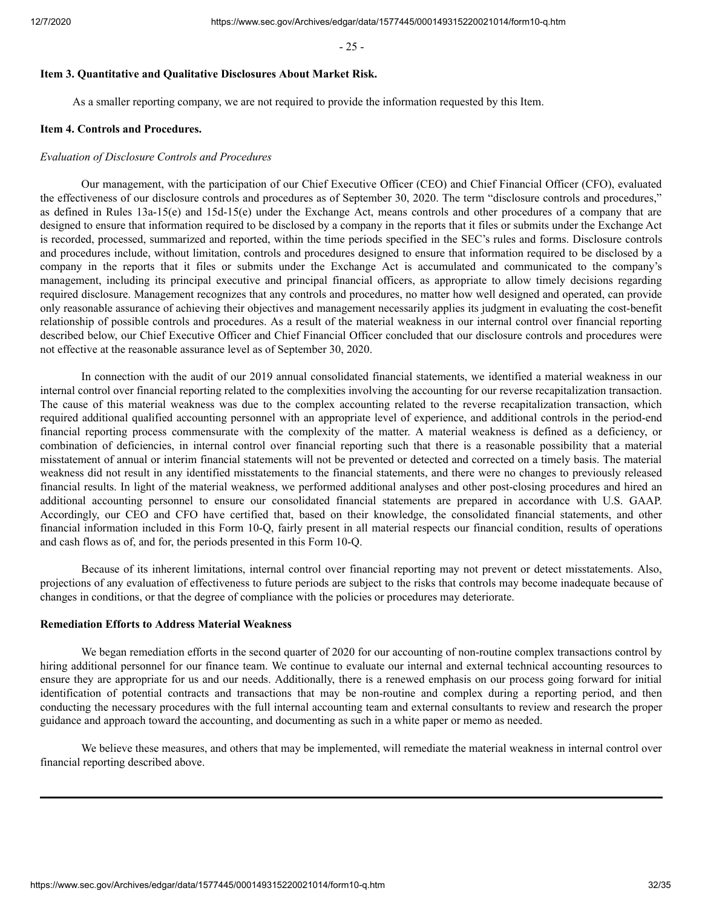### Item 3. Quantitative and Qualitative Disclosures About Market Risk.

As a smaller reporting company, we are not required to provide the information requested by this Item.

### Item 4. Controls and Procedures.

*Evaluation of Disclosure Controls and Procedures*

Our management, with the participation of our Chief Executive Officer (CEO) and Chief Financial Officer (CFO), evaluated the effectiveness of our disclosure controls and procedures as of September 30, 2020. The term "disclosure controls and procedures," as defined in Rules 13a-15(e) and 15d-15(e) under the Exchange Act, means controls and other procedures of a company that are designed to ensure that information required to be disclosed by a company in the reports that it files or submits under the Exchange Act is recorded, processed, summarized and reported, within the time periods specified in the SEC's rules and forms. Disclosure controls and procedures include, without limitation, controls and procedures designed to ensure that information required to be disclosed by a company in the reports that it files or submits under the Exchange Act is accumulated and communicated to the company's management, including its principal executive and principal financial officers, as appropriate to allow timely decisions regarding required disclosure. Management recognizes that any controls and procedures, no matter how well designed and operated, can provide only reasonable assurance of achieving their objectives and management necessarily applies its judgment in evaluating the cost-benefit relationship of possible controls and procedures. As a result of the material weakness in our internal control over financial reporting described below, our Chief Executive Officer and Chief Financial Officer concluded that our disclosure controls and procedures were not effective at the reasonable assurance level as of September 30, 2020.

In connection with the audit of our 2019 annual consolidated financial statements, we identified a material weakness in our internal control over financial reporting related to the complexities involving the accounting for our reverse recapitalization transaction. The cause of this material weakness was due to the complex accounting related to the reverse recapitalization transaction, which required additional qualified accounting personnel with an appropriate level of experience, and additional controls in the period-end financial reporting process commensurate with the complexity of the matter. A material weakness is defined as a deficiency, or combination of deficiencies, in internal control over financial reporting such that there is a reasonable possibility that a material misstatement of annual or interim financial statements will not be prevented or detected and corrected on a timely basis. The material weakness did not result in any identified misstatements to the financial statements, and there were no changes to previously released financial results. In light of the material weakness, we performed additional analyses and other post-closing procedures and hired an additional accounting personnel to ensure our consolidated financial statements are prepared in accordance with U.S. GAAP. Accordingly, our CEO and CFO have certified that, based on their knowledge, the consolidated financial statements, and other financial information included in this Form 10-Q, fairly present in all material respects our financial condition, results of operations and cash flows as of, and for, the periods presented in this Form 10-Q.

Because of its inherent limitations, internal control over financial reporting may not prevent or detect misstatements. Also, projections of any evaluation of effectiveness to future periods are subject to the risks that controls may become inadequate because of changes in conditions, or that the degree of compliance with the policies or procedures may deteriorate.

### Remediation Efforts to Address Material Weakness

We began remediation efforts in the second quarter of 2020 for our accounting of non-routine complex transactions control by hiring additional personnel for our finance team. We continue to evaluate our internal and external technical accounting resources to ensure they are appropriate for us and our needs. Additionally, there is a renewed emphasis on our process going forward for initial identification of potential contracts and transactions that may be non-routine and complex during a reporting period, and then conducting the necessary procedures with the full internal accounting team and external consultants to review and research the proper guidance and approach toward the accounting, and documenting as such in a white paper or memo as needed.

We believe these measures, and others that may be implemented, will remediate the material weakness in internal control over financial reporting described above.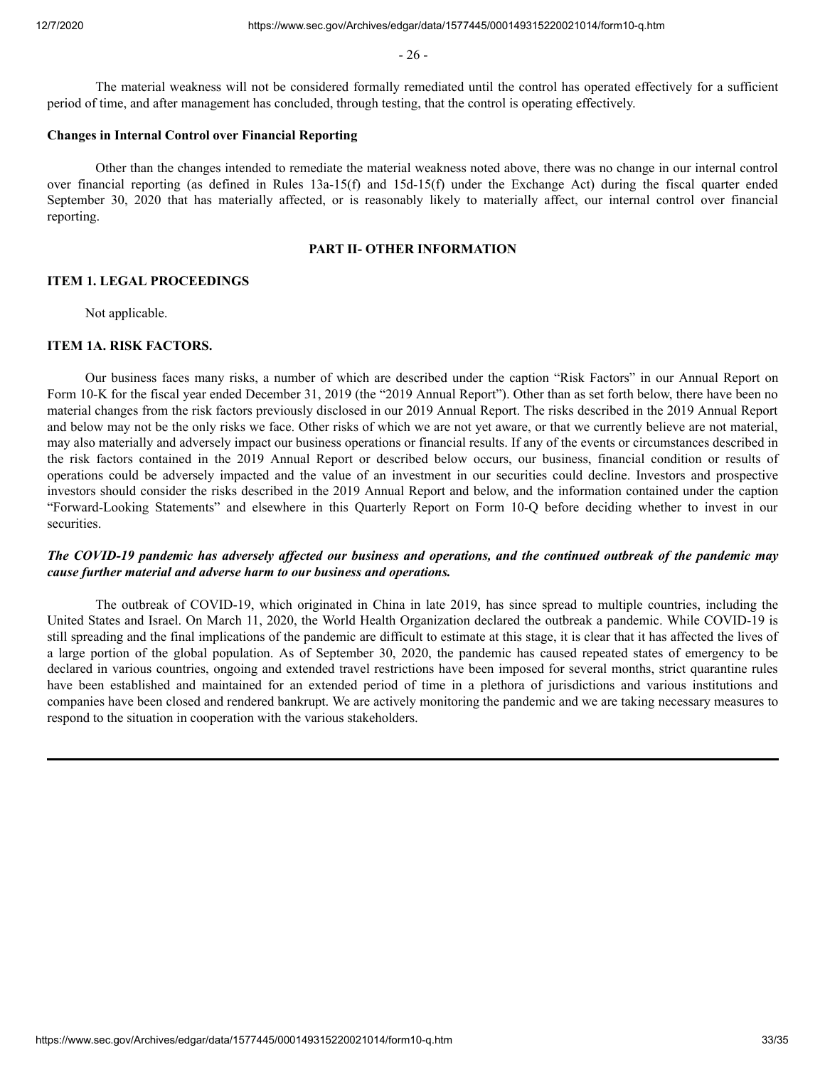The material weakness will not be considered formally remediated until the control has operated effectively for a sufficient period of time, and after management has concluded, through testing, that the control is operating effectively.

**Changes in Internal Control over Financial Reporting**

Other than the changes intended to remediate the material weakness noted above, there was no change in our internal control over financial reporting (as defined in Rules 13a-15(f) and 15d-15(f) under the Exchange Act) during the fiscal quarter ended September 30, 2020 that has materially affected, or is reasonably likely to materially affect, our internal control over financial reporting.

## PART II- OTHER INFORMATION

### ITEM 1. LEGAL PROCEEDINGS

Not applicable.

### ITEM 1A. RISK FACTORS.

Our business faces many risks, a number of which are described under the caption "Risk Factors" in our Annual Report on Form 10-K for the fiscal year ended December 31, 2019 (the "2019 Annual Report"). Other than as set forth below, there have been no material changes from the risk factors previously disclosed in our 2019 Annual Report. The risks described in the 2019 Annual Report and below may not be the only risks we face. Other risks of which we are not yet aware, or that we currently believe are not material, may also materially and adversely impact our business operations or financial results. If any of the events or circumstances described in the risk factors contained in the 2019 Annual Report or described below occurs, our business, financial condition or results of operations could be adversely impacted and the value of an investment in our securities could decline. Investors and prospective investors should consider the risks described in the 2019 Annual Report and below, and the information contained under the caption "Forward-Looking Statements" and elsewhere in this Quarterly Report on Form 10-Q before deciding whether to invest in our securities.

***The COVID-19 pandemic has adversely affected our business and operations, and the continued outbreak of the pandemic may cause further material and adverse harm to our business and operations.***

The outbreak of COVID-19, which originated in China in late 2019, has since spread to multiple countries, including the United States and Israel. On March 11, 2020, the World Health Organization declared the outbreak a pandemic. While COVID-19 is still spreading and the final implications of the pandemic are difficult to estimate at this stage, it is clear that it has affected the lives of a large portion of the global population. As of September 30, 2020, the pandemic has caused repeated states of emergency to be declared in various countries, ongoing and extended travel restrictions have been imposed for several months, strict quarantine rules have been established and maintained for an extended period of time in a plethora of jurisdictions and various institutions and companies have been closed and rendered bankrupt. We are actively monitoring the pandemic and we are taking necessary measures to respond to the situation in cooperation with the various stakeholders.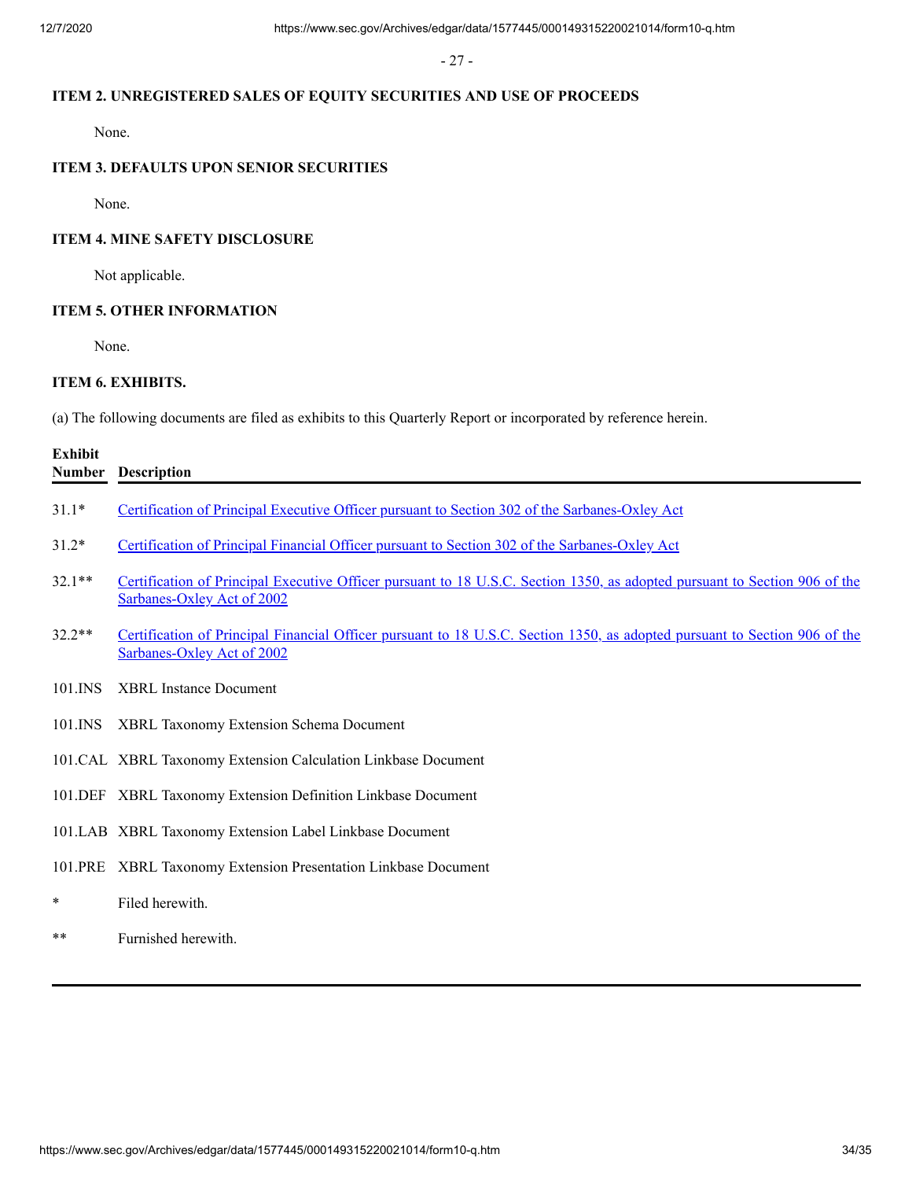## ITEM 2. UNREGISTERED SALES OF EQUITY SECURITIES AND USE OF PROCEEDS

None.

## ITEM 3. DEFAULTS UPON SENIOR SECURITIES

None.

## ITEM 4. MINE SAFETY DISCLOSURE

Not applicable.

## ITEM 5. OTHER INFORMATION

None.

## ITEM 6. EXHIBITS.

(a) The following documents are filed as exhibits to this Quarterly Report or incorporated by reference herein.

| Exhibit Number | Description |
|---|---|
| 31.1* | Certification of Principal Executive Officer pursuant to Section 302 of the Sarbanes-Oxley Act |
| 31.2* | Certification of Principal Financial Officer pursuant to Section 302 of the Sarbanes-Oxley Act |
| 32.1** | Certification of Principal Executive Officer pursuant to 18 U.S.C. Section 1350, as adopted pursuant to Section 906 of the Sarbanes-Oxley Act of 2002 |
| 32.2** | Certification of Principal Financial Officer pursuant to 18 U.S.C. Section 1350, as adopted pursuant to Section 906 of the Sarbanes-Oxley Act of 2002 |
| 101.INS | XBRL Instance Document |
| 101.INS | XBRL Taxonomy Extension Schema Document |
| 101.CAL | XBRL Taxonomy Extension Calculation Linkbase Document |
| 101.DEF | XBRL Taxonomy Extension Definition Linkbase Document |
| 101.LAB | XBRL Taxonomy Extension Label Linkbase Document |
| 101.PRE | XBRL Taxonomy Extension Presentation Linkbase Document |
| * | Filed herewith. |
| ** | Furnished herewith. |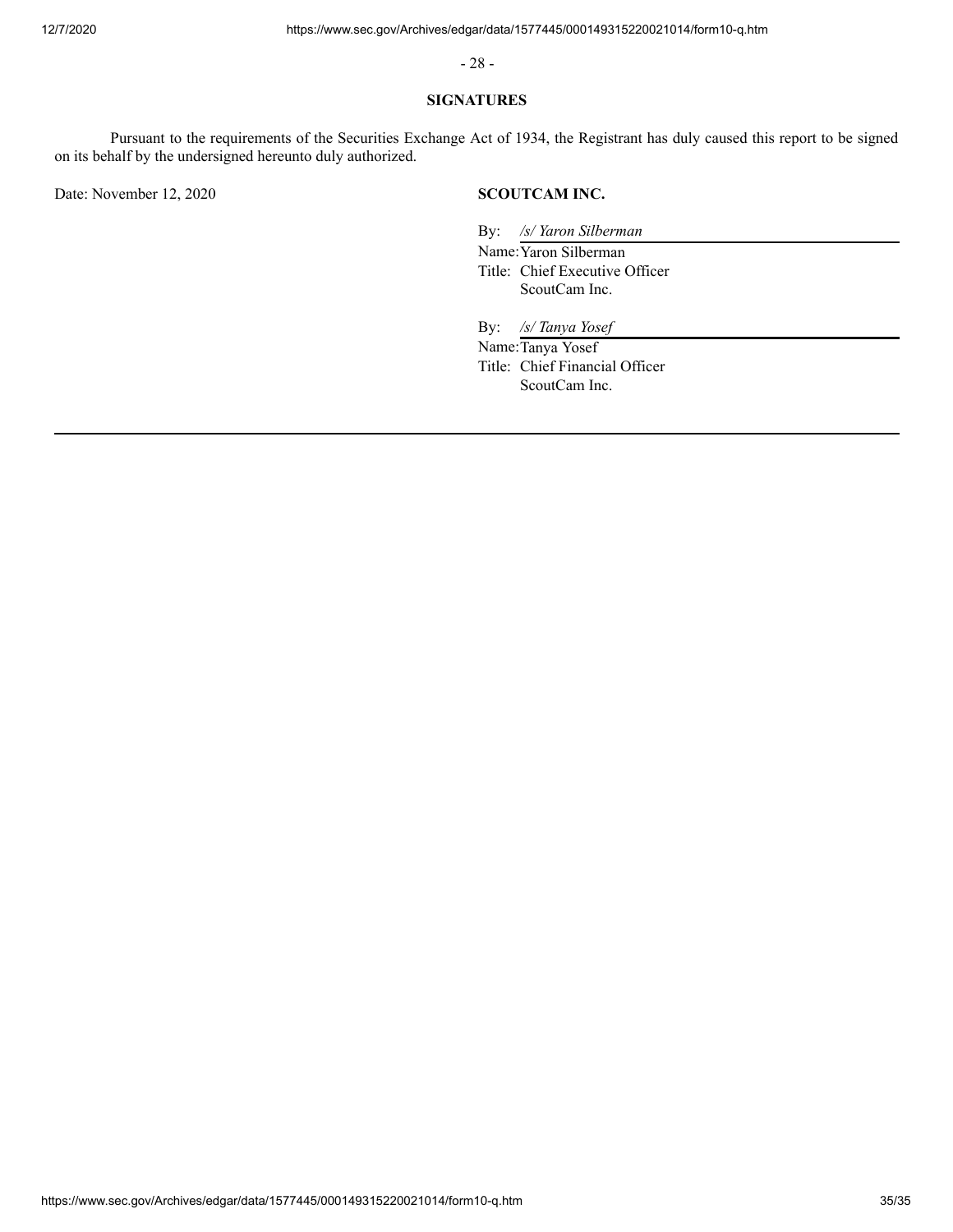## SIGNATURES

Pursuant to the requirements of the Securities Exchange Act of 1934, the Registrant has duly caused this report to be signed on its behalf by the undersigned hereunto duly authorized.

Date: November 12, 2020

**SCOUTCAM INC.**

By: */s/ Yaron Silberman*
Name: Yaron Silberman
Title: Chief Executive Officer
ScoutCam Inc.

By: */s/ Tanya Yosef*
Name: Tanya Yosef
Title: Chief Financial Officer
ScoutCam Inc.